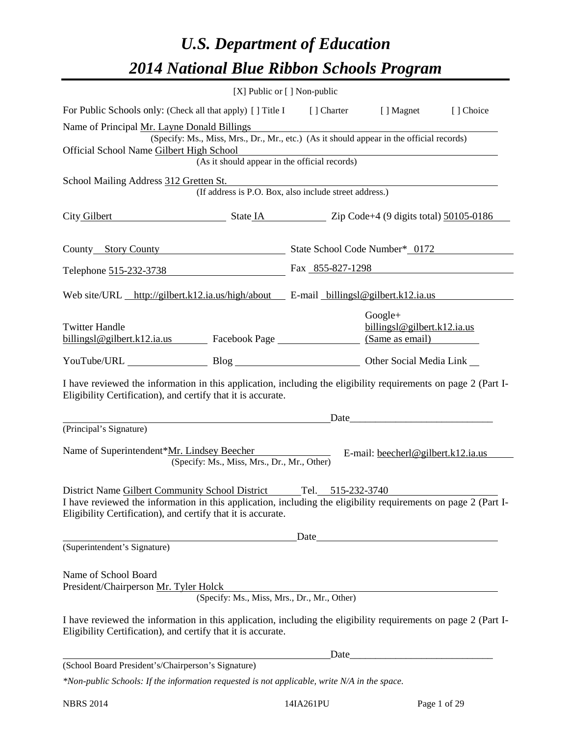# *U.S. Department of Education*

# *2014 National Blue Ribbon Schools Program*

[X] Public or [ ] Non-public

For Public Schools only: (Check all that apply) [ ] Title I [ ] Charter [ ] Magnet [ ] Choice

Name of Principal Mr. Layne Donald Billings
(Specify: Ms., Miss, Mrs., Dr., Mr., etc.) (As it should appear in the official records)

Official School Name Gilbert High School
(As it should appear in the official records)

School Mailing Address 312 Gretten St.
(If address is P.O. Box, also include street address.)

City Gilbert State IA Zip Code+4 (9 digits total) 50105-0186

County Story County State School Code Number* 0172

Telephone 515-232-3738 Fax 855-827-1298

Web site/URL http://gilbert.k12.ia.us/high/about E-mail billingsl@gilbert.k12.ia.us

Twitter Handle billingsl@gilbert.k12.ia.us Facebook Page ______ Google+ billingsl@gilbert.k12.ia.us (Same as email)

YouTube/URL ______ Blog ______ Other Social Media Link ______

I have reviewed the information in this application, including the eligibility requirements on page 2 (Part I-Eligibility Certification), and certify that it is accurate.

______________________________ Date______________
(Principal's Signature)

Name of Superintendent*Mr. Lindsey Beecher E-mail: beecherl@gilbert.k12.ia.us
(Specify: Ms., Miss, Mrs., Dr., Mr., Other)

District Name Gilbert Community School District Tel. 515-232-3740

I have reviewed the information in this application, including the eligibility requirements on page 2 (Part I-Eligibility Certification), and certify that it is accurate.

______________________________ Date______________
(Superintendent's Signature)

Name of School Board
President/Chairperson Mr. Tyler Holck
(Specify: Ms., Miss, Mrs., Dr., Mr., Other)

I have reviewed the information in this application, including the eligibility requirements on page 2 (Part I-Eligibility Certification), and certify that it is accurate.

______________________________ Date______________
(School Board President's/Chairperson's Signature)

*\*Non-public Schools: If the information requested is not applicable, write N/A in the space.*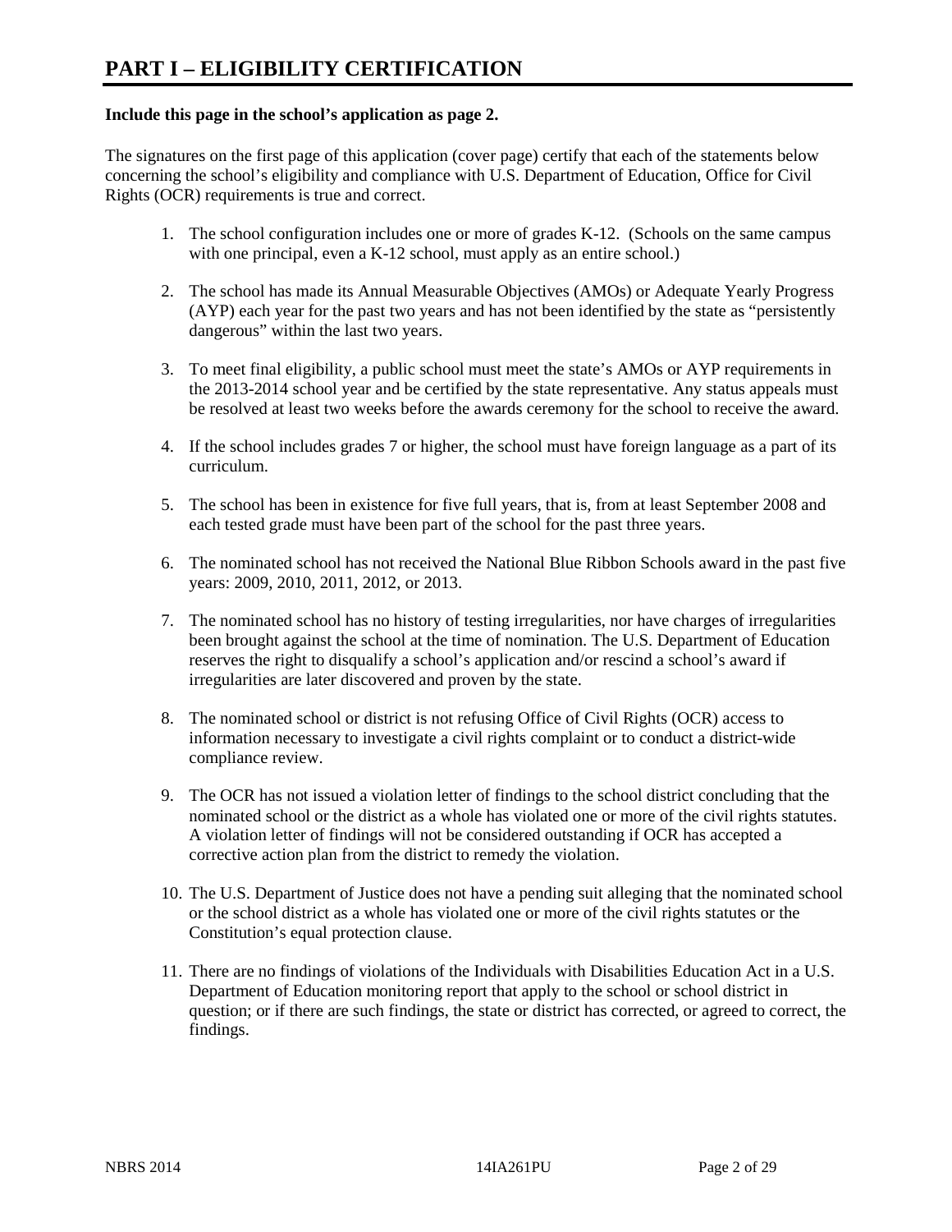# PART I – ELIGIBILITY CERTIFICATION

**Include this page in the school's application as page 2.**

The signatures on the first page of this application (cover page) certify that each of the statements below concerning the school's eligibility and compliance with U.S. Department of Education, Office for Civil Rights (OCR) requirements is true and correct.

1. The school configuration includes one or more of grades K-12. (Schools on the same campus with one principal, even a K-12 school, must apply as an entire school.)

2. The school has made its Annual Measurable Objectives (AMOs) or Adequate Yearly Progress (AYP) each year for the past two years and has not been identified by the state as "persistently dangerous" within the last two years.

3. To meet final eligibility, a public school must meet the state's AMOs or AYP requirements in the 2013-2014 school year and be certified by the state representative. Any status appeals must be resolved at least two weeks before the awards ceremony for the school to receive the award.

4. If the school includes grades 7 or higher, the school must have foreign language as a part of its curriculum.

5. The school has been in existence for five full years, that is, from at least September 2008 and each tested grade must have been part of the school for the past three years.

6. The nominated school has not received the National Blue Ribbon Schools award in the past five years: 2009, 2010, 2011, 2012, or 2013.

7. The nominated school has no history of testing irregularities, nor have charges of irregularities been brought against the school at the time of nomination. The U.S. Department of Education reserves the right to disqualify a school's application and/or rescind a school's award if irregularities are later discovered and proven by the state.

8. The nominated school or district is not refusing Office of Civil Rights (OCR) access to information necessary to investigate a civil rights complaint or to conduct a district-wide compliance review.

9. The OCR has not issued a violation letter of findings to the school district concluding that the nominated school or the district as a whole has violated one or more of the civil rights statutes. A violation letter of findings will not be considered outstanding if OCR has accepted a corrective action plan from the district to remedy the violation.

10. The U.S. Department of Justice does not have a pending suit alleging that the nominated school or the school district as a whole has violated one or more of the civil rights statutes or the Constitution's equal protection clause.

11. There are no findings of violations of the Individuals with Disabilities Education Act in a U.S. Department of Education monitoring report that apply to the school or school district in question; or if there are such findings, the state or district has corrected, or agreed to correct, the findings.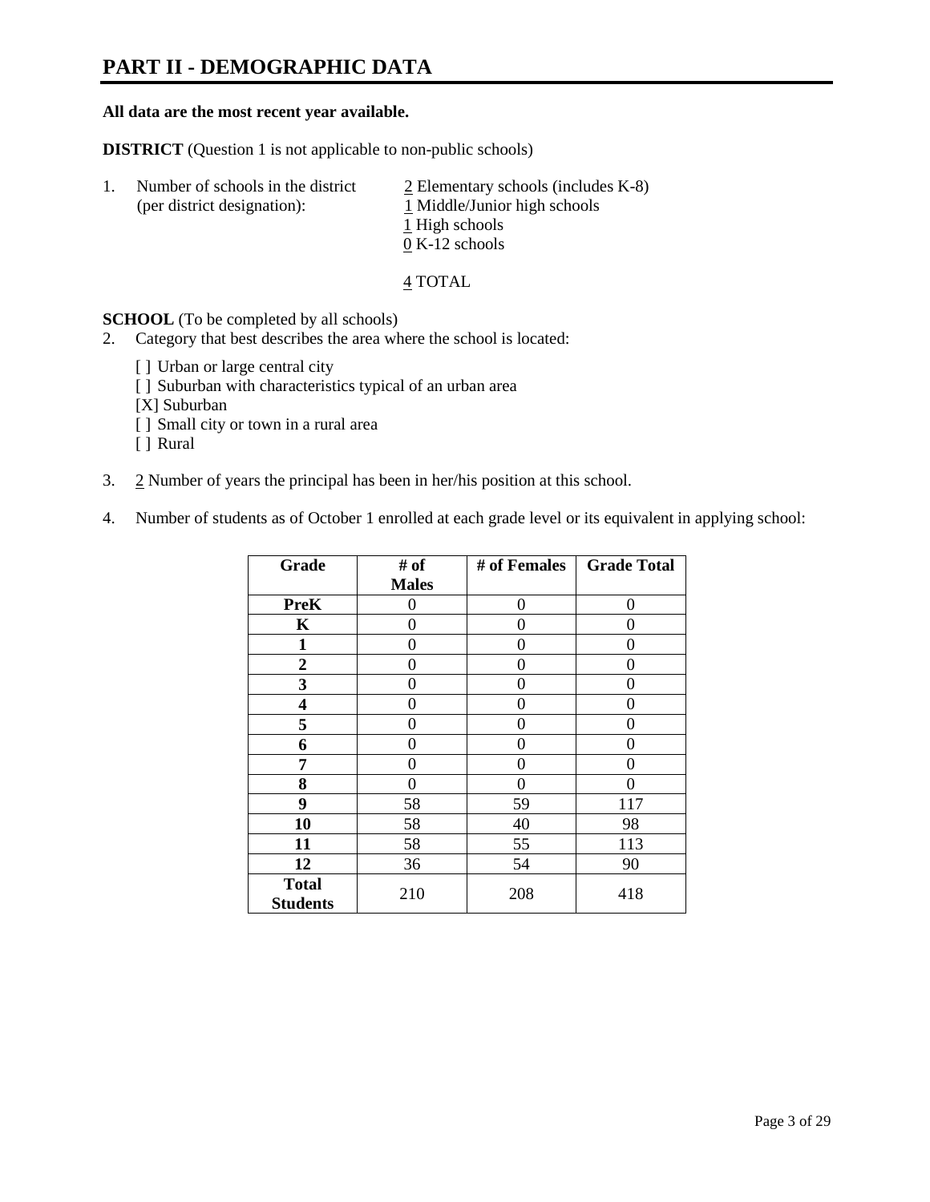# PART II - DEMOGRAPHIC DATA

**All data are the most recent year available.**

**DISTRICT** (Question 1 is not applicable to non-public schools)

1. Number of schools in the district (per district designation):
   - 2 Elementary schools (includes K-8)
   - 1 Middle/Junior high schools
   - 1 High schools
   - 0 K-12 schools

   4 TOTAL

**SCHOOL** (To be completed by all schools)

2. Category that best describes the area where the school is located:

   [ ] Urban or large central city
   [ ] Suburban with characteristics typical of an urban area
   [X] Suburban
   [ ] Small city or town in a rural area
   [ ] Rural

3. 2 Number of years the principal has been in her/his position at this school.

4. Number of students as of October 1 enrolled at each grade level or its equivalent in applying school:

| Grade | # of Males | # of Females | Grade Total |
|---|---|---|---|
| **PreK** | 0 | 0 | 0 |
| **K** | 0 | 0 | 0 |
| **1** | 0 | 0 | 0 |
| **2** | 0 | 0 | 0 |
| **3** | 0 | 0 | 0 |
| **4** | 0 | 0 | 0 |
| **5** | 0 | 0 | 0 |
| **6** | 0 | 0 | 0 |
| **7** | 0 | 0 | 0 |
| **8** | 0 | 0 | 0 |
| **9** | 58 | 59 | 117 |
| **10** | 58 | 40 | 98 |
| **11** | 58 | 55 | 113 |
| **12** | 36 | 54 | 90 |
| **Total Students** | 210 | 208 | 418 |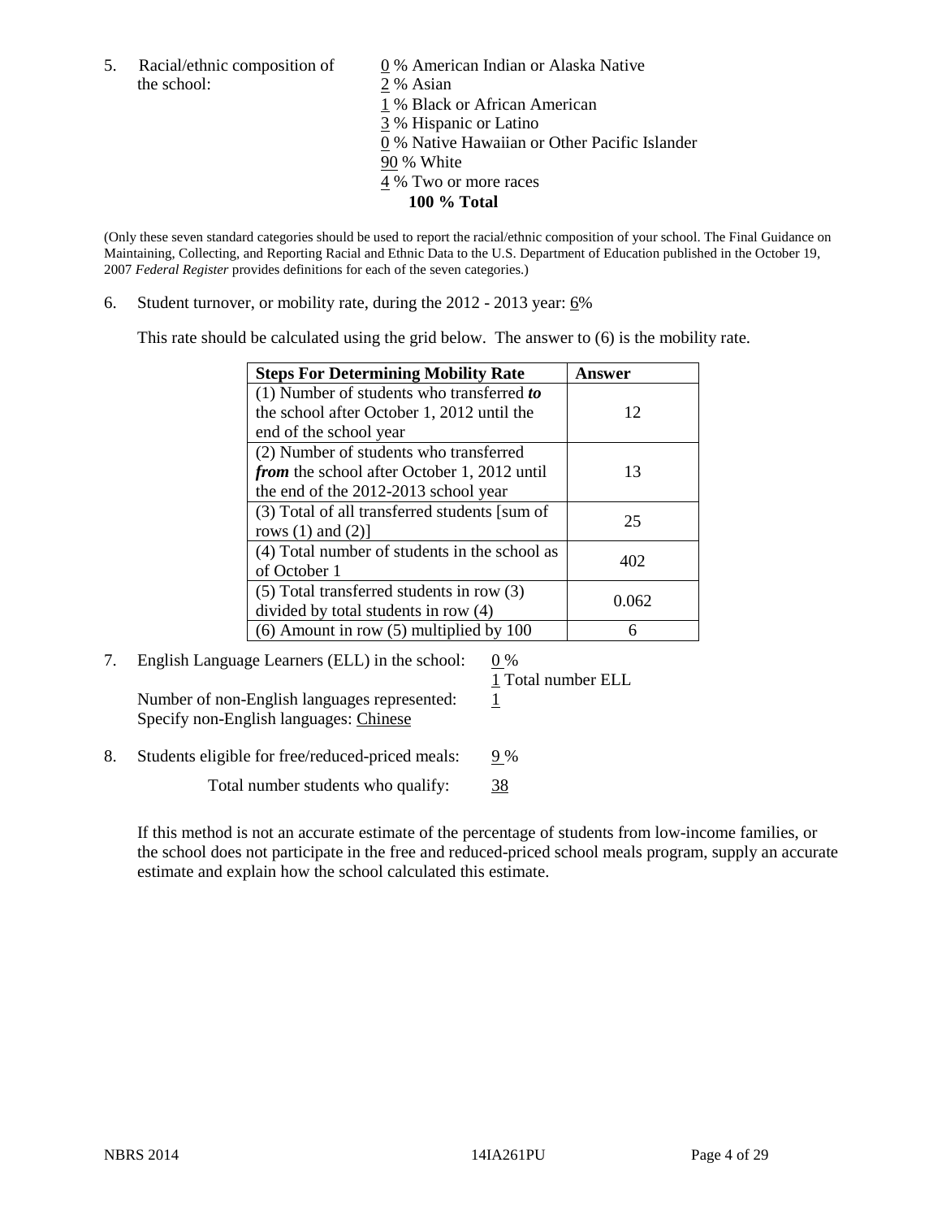5. Racial/ethnic composition of the school:

0 % American Indian or Alaska Native
2 % Asian
1 % Black or African American
3 % Hispanic or Latino
0 % Native Hawaiian or Other Pacific Islander
90 % White
4 % Two or more races
**100 % Total**

(Only these seven standard categories should be used to report the racial/ethnic composition of your school. The Final Guidance on Maintaining, Collecting, and Reporting Racial and Ethnic Data to the U.S. Department of Education published in the October 19, 2007 *Federal Register* provides definitions for each of the seven categories.)

6. Student turnover, or mobility rate, during the 2012 - 2013 year: 6%

This rate should be calculated using the grid below. The answer to (6) is the mobility rate.

| **Steps For Determining Mobility Rate** | **Answer** |
|---|---|
| (1) Number of students who transferred ***to*** the school after October 1, 2012 until the end of the school year | 12 |
| (2) Number of students who transferred ***from*** the school after October 1, 2012 until the end of the 2012-2013 school year | 13 |
| (3) Total of all transferred students [sum of rows (1) and (2)] | 25 |
| (4) Total number of students in the school as of October 1 | 402 |
| (5) Total transferred students in row (3) divided by total students in row (4) | 0.062 |
| (6) Amount in row (5) multiplied by 100 | 6 |

7. English Language Learners (ELL) in the school: 0 %
1 Total number ELL

Number of non-English languages represented: 1
Specify non-English languages: Chinese

8. Students eligible for free/reduced-priced meals: 9 %

Total number students who qualify: 38

If this method is not an accurate estimate of the percentage of students from low-income families, or the school does not participate in the free and reduced-priced school meals program, supply an accurate estimate and explain how the school calculated this estimate.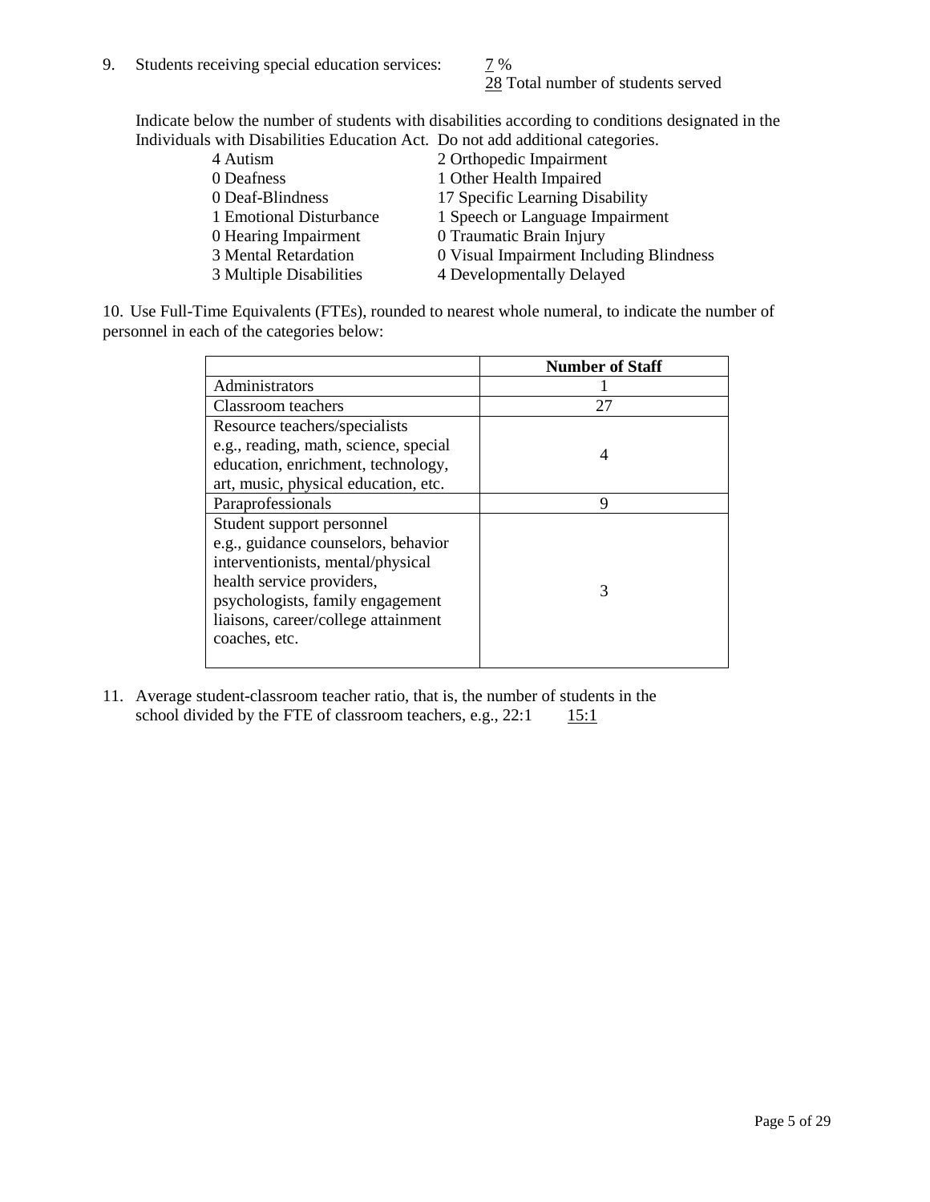9. Students receiving special education services: 7 %
   28 Total number of students served

Indicate below the number of students with disabilities according to conditions designated in the Individuals with Disabilities Education Act. Do not add additional categories.

| | |
|---|---|
| 4 Autism | 2 Orthopedic Impairment |
| 0 Deafness | 1 Other Health Impaired |
| 0 Deaf-Blindness | 17 Specific Learning Disability |
| 1 Emotional Disturbance | 1 Speech or Language Impairment |
| 0 Hearing Impairment | 0 Traumatic Brain Injury |
| 3 Mental Retardation | 0 Visual Impairment Including Blindness |
| 3 Multiple Disabilities | 4 Developmentally Delayed |

10. Use Full-Time Equivalents (FTEs), rounded to nearest whole numeral, to indicate the number of personnel in each of the categories below:

| | Number of Staff |
|---|---|
| Administrators | 1 |
| Classroom teachers | 27 |
| Resource teachers/specialists e.g., reading, math, science, special education, enrichment, technology, art, music, physical education, etc. | 4 |
| Paraprofessionals | 9 |
| Student support personnel e.g., guidance counselors, behavior interventionists, mental/physical health service providers, psychologists, family engagement liaisons, career/college attainment coaches, etc. | 3 |

11. Average student-classroom teacher ratio, that is, the number of students in the school divided by the FTE of classroom teachers, e.g., 22:1 15:1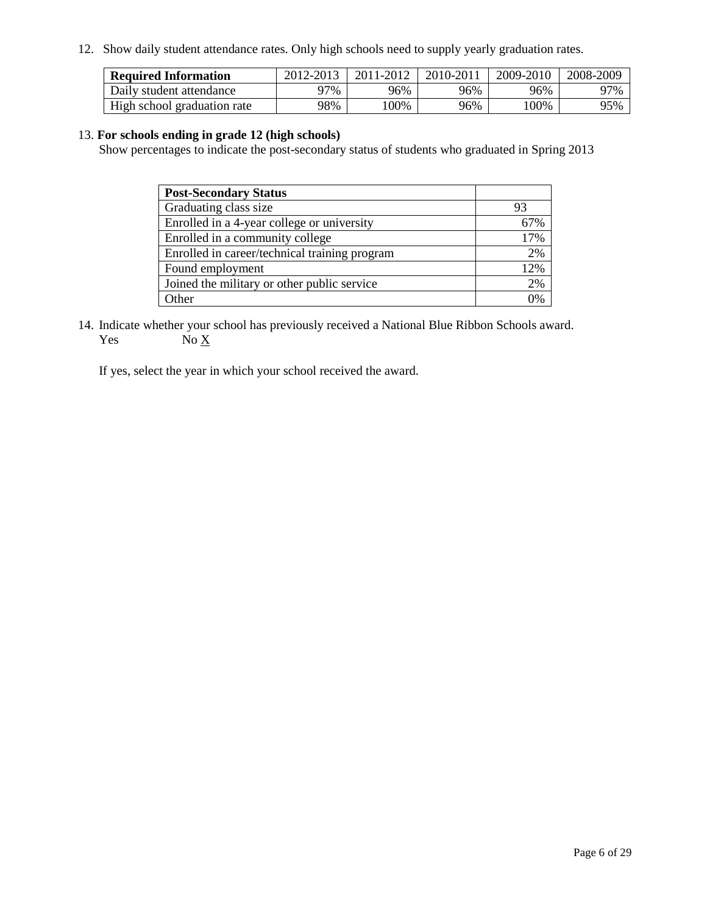12. Show daily student attendance rates. Only high schools need to supply yearly graduation rates.

| **Required Information** | 2012-2013 | 2011-2012 | 2010-2011 | 2009-2010 | 2008-2009 |
|---|---|---|---|---|---|
| Daily student attendance | 97% | 96% | 96% | 96% | 97% |
| High school graduation rate | 98% | 100% | 96% | 100% | 95% |

13. **For schools ending in grade 12 (high schools)**
Show percentages to indicate the post-secondary status of students who graduated in Spring 2013

| **Post-Secondary Status** | |
|---|---|
| Graduating class size | 93 |
| Enrolled in a 4-year college or university | 67% |
| Enrolled in a community college | 17% |
| Enrolled in career/technical training program | 2% |
| Found employment | 12% |
| Joined the military or other public service | 2% |
| Other | 0% |

14. Indicate whether your school has previously received a National Blue Ribbon Schools award.
Yes No X

If yes, select the year in which your school received the award.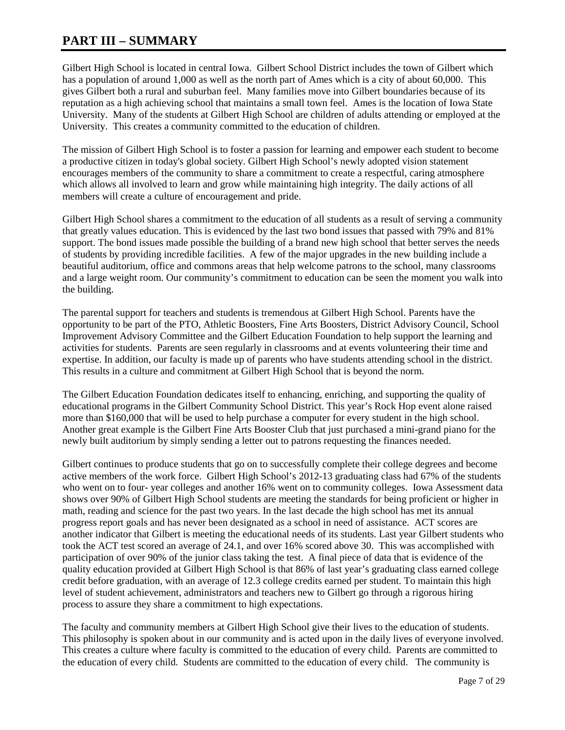# PART III – SUMMARY

Gilbert High School is located in central Iowa. Gilbert School District includes the town of Gilbert which has a population of around 1,000 as well as the north part of Ames which is a city of about 60,000. This gives Gilbert both a rural and suburban feel. Many families move into Gilbert boundaries because of its reputation as a high achieving school that maintains a small town feel. Ames is the location of Iowa State University. Many of the students at Gilbert High School are children of adults attending or employed at the University. This creates a community committed to the education of children.

The mission of Gilbert High School is to foster a passion for learning and empower each student to become a productive citizen in today's global society. Gilbert High School's newly adopted vision statement encourages members of the community to share a commitment to create a respectful, caring atmosphere which allows all involved to learn and grow while maintaining high integrity. The daily actions of all members will create a culture of encouragement and pride.

Gilbert High School shares a commitment to the education of all students as a result of serving a community that greatly values education. This is evidenced by the last two bond issues that passed with 79% and 81% support. The bond issues made possible the building of a brand new high school that better serves the needs of students by providing incredible facilities. A few of the major upgrades in the new building include a beautiful auditorium, office and commons areas that help welcome patrons to the school, many classrooms and a large weight room. Our community's commitment to education can be seen the moment you walk into the building.

The parental support for teachers and students is tremendous at Gilbert High School. Parents have the opportunity to be part of the PTO, Athletic Boosters, Fine Arts Boosters, District Advisory Council, School Improvement Advisory Committee and the Gilbert Education Foundation to help support the learning and activities for students. Parents are seen regularly in classrooms and at events volunteering their time and expertise. In addition, our faculty is made up of parents who have students attending school in the district. This results in a culture and commitment at Gilbert High School that is beyond the norm.

The Gilbert Education Foundation dedicates itself to enhancing, enriching, and supporting the quality of educational programs in the Gilbert Community School District. This year's Rock Hop event alone raised more than $160,000 that will be used to help purchase a computer for every student in the high school. Another great example is the Gilbert Fine Arts Booster Club that just purchased a mini-grand piano for the newly built auditorium by simply sending a letter out to patrons requesting the finances needed.

Gilbert continues to produce students that go on to successfully complete their college degrees and become active members of the work force. Gilbert High School's 2012-13 graduating class had 67% of the students who went on to four- year colleges and another 16% went on to community colleges. Iowa Assessment data shows over 90% of Gilbert High School students are meeting the standards for being proficient or higher in math, reading and science for the past two years. In the last decade the high school has met its annual progress report goals and has never been designated as a school in need of assistance. ACT scores are another indicator that Gilbert is meeting the educational needs of its students. Last year Gilbert students who took the ACT test scored an average of 24.1, and over 16% scored above 30. This was accomplished with participation of over 90% of the junior class taking the test. A final piece of data that is evidence of the quality education provided at Gilbert High School is that 86% of last year's graduating class earned college credit before graduation, with an average of 12.3 college credits earned per student. To maintain this high level of student achievement, administrators and teachers new to Gilbert go through a rigorous hiring process to assure they share a commitment to high expectations.

The faculty and community members at Gilbert High School give their lives to the education of students. This philosophy is spoken about in our community and is acted upon in the daily lives of everyone involved. This creates a culture where faculty is committed to the education of every child. Parents are committed to the education of every child. Students are committed to the education of every child. The community is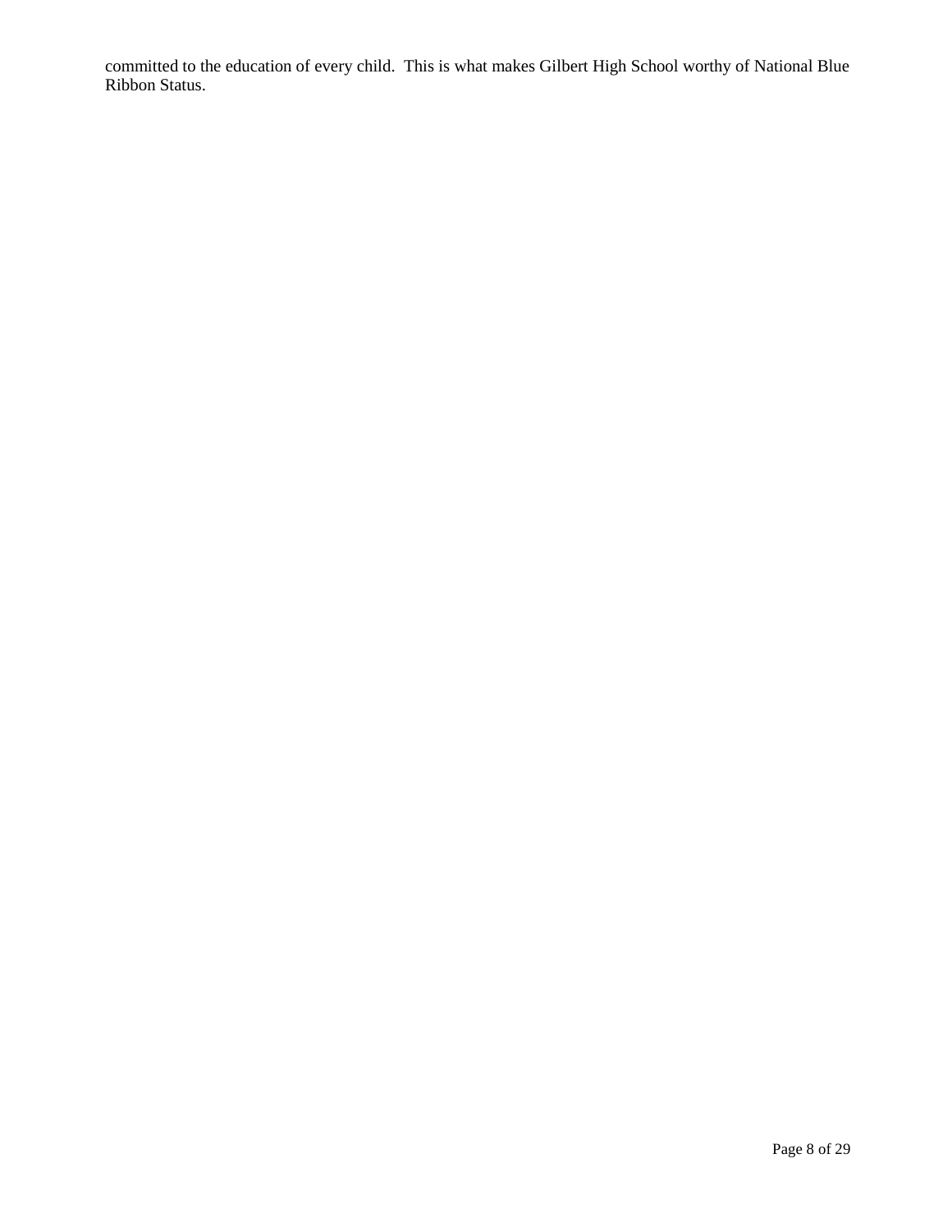committed to the education of every child. This is what makes Gilbert High School worthy of National Blue Ribbon Status.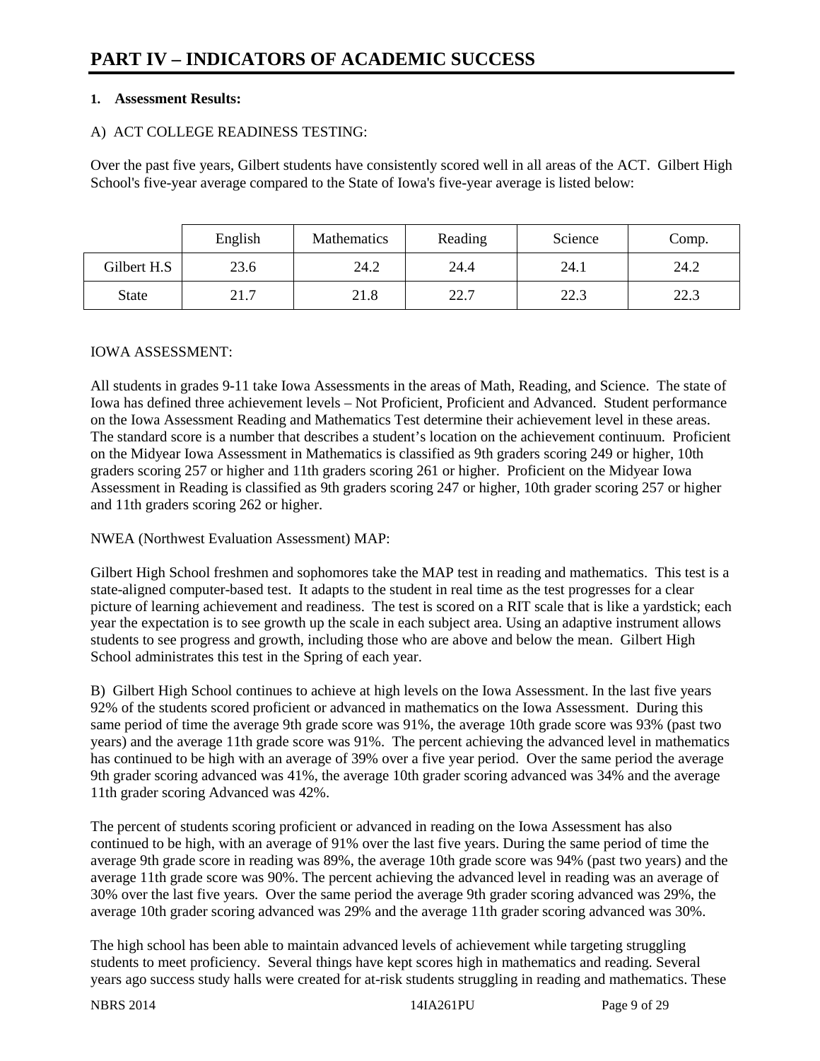# PART IV – INDICATORS OF ACADEMIC SUCCESS

**1. Assessment Results:**

A) ACT COLLEGE READINESS TESTING:

Over the past five years, Gilbert students have consistently scored well in all areas of the ACT. Gilbert High School's five-year average compared to the State of Iowa's five-year average is listed below:

| | English | Mathematics | Reading | Science | Comp. |
|---|---|---|---|---|---|
| Gilbert H.S | 23.6 | 24.2 | 24.4 | 24.1 | 24.2 |
| State | 21.7 | 21.8 | 22.7 | 22.3 | 22.3 |

IOWA ASSESSMENT:

All students in grades 9-11 take Iowa Assessments in the areas of Math, Reading, and Science. The state of Iowa has defined three achievement levels – Not Proficient, Proficient and Advanced. Student performance on the Iowa Assessment Reading and Mathematics Test determine their achievement level in these areas. The standard score is a number that describes a student's location on the achievement continuum. Proficient on the Midyear Iowa Assessment in Mathematics is classified as 9th graders scoring 249 or higher, 10th graders scoring 257 or higher and 11th graders scoring 261 or higher. Proficient on the Midyear Iowa Assessment in Reading is classified as 9th graders scoring 247 or higher, 10th grader scoring 257 or higher and 11th graders scoring 262 or higher.

NWEA (Northwest Evaluation Assessment) MAP:

Gilbert High School freshmen and sophomores take the MAP test in reading and mathematics. This test is a state-aligned computer-based test. It adapts to the student in real time as the test progresses for a clear picture of learning achievement and readiness. The test is scored on a RIT scale that is like a yardstick; each year the expectation is to see growth up the scale in each subject area. Using an adaptive instrument allows students to see progress and growth, including those who are above and below the mean. Gilbert High School administrates this test in the Spring of each year.

B) Gilbert High School continues to achieve at high levels on the Iowa Assessment. In the last five years 92% of the students scored proficient or advanced in mathematics on the Iowa Assessment. During this same period of time the average 9th grade score was 91%, the average 10th grade score was 93% (past two years) and the average 11th grade score was 91%. The percent achieving the advanced level in mathematics has continued to be high with an average of 39% over a five year period. Over the same period the average 9th grader scoring advanced was 41%, the average 10th grader scoring advanced was 34% and the average 11th grader scoring Advanced was 42%.

The percent of students scoring proficient or advanced in reading on the Iowa Assessment has also continued to be high, with an average of 91% over the last five years. During the same period of time the average 9th grade score in reading was 89%, the average 10th grade score was 94% (past two years) and the average 11th grade score was 90%. The percent achieving the advanced level in reading was an average of 30% over the last five years. Over the same period the average 9th grader scoring advanced was 29%, the average 10th grader scoring advanced was 29% and the average 11th grader scoring advanced was 30%.

The high school has been able to maintain advanced levels of achievement while targeting struggling students to meet proficiency. Several things have kept scores high in mathematics and reading. Several years ago success study halls were created for at-risk students struggling in reading and mathematics. These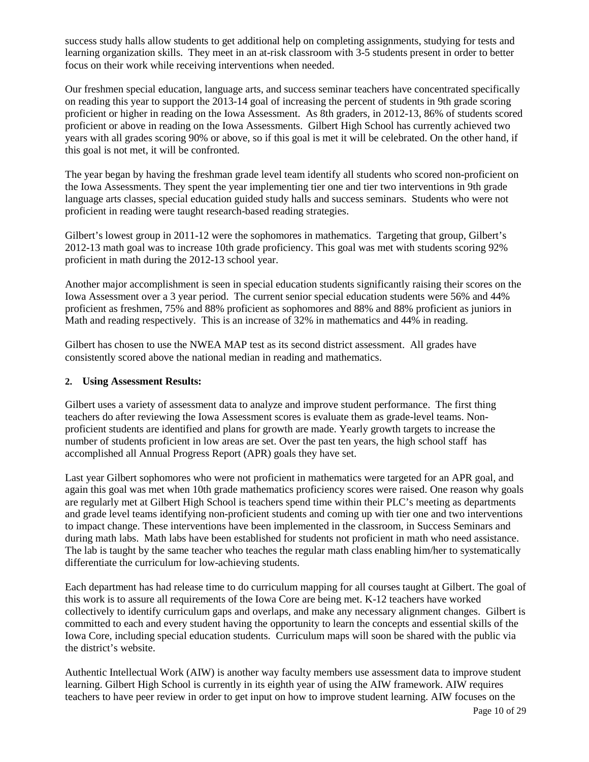success study halls allow students to get additional help on completing assignments, studying for tests and learning organization skills. They meet in an at-risk classroom with 3-5 students present in order to better focus on their work while receiving interventions when needed.

Our freshmen special education, language arts, and success seminar teachers have concentrated specifically on reading this year to support the 2013-14 goal of increasing the percent of students in 9th grade scoring proficient or higher in reading on the Iowa Assessment. As 8th graders, in 2012-13, 86% of students scored proficient or above in reading on the Iowa Assessments. Gilbert High School has currently achieved two years with all grades scoring 90% or above, so if this goal is met it will be celebrated. On the other hand, if this goal is not met, it will be confronted.

The year began by having the freshman grade level team identify all students who scored non-proficient on the Iowa Assessments. They spent the year implementing tier one and tier two interventions in 9th grade language arts classes, special education guided study halls and success seminars. Students who were not proficient in reading were taught research-based reading strategies.

Gilbert's lowest group in 2011-12 were the sophomores in mathematics. Targeting that group, Gilbert's 2012-13 math goal was to increase 10th grade proficiency. This goal was met with students scoring 92% proficient in math during the 2012-13 school year.

Another major accomplishment is seen in special education students significantly raising their scores on the Iowa Assessment over a 3 year period. The current senior special education students were 56% and 44% proficient as freshmen, 75% and 88% proficient as sophomores and 88% and 88% proficient as juniors in Math and reading respectively. This is an increase of 32% in mathematics and 44% in reading.

Gilbert has chosen to use the NWEA MAP test as its second district assessment. All grades have consistently scored above the national median in reading and mathematics.

**2. Using Assessment Results:**

Gilbert uses a variety of assessment data to analyze and improve student performance. The first thing teachers do after reviewing the Iowa Assessment scores is evaluate them as grade-level teams. Non-proficient students are identified and plans for growth are made. Yearly growth targets to increase the number of students proficient in low areas are set. Over the past ten years, the high school staff has accomplished all Annual Progress Report (APR) goals they have set.

Last year Gilbert sophomores who were not proficient in mathematics were targeted for an APR goal, and again this goal was met when 10th grade mathematics proficiency scores were raised. One reason why goals are regularly met at Gilbert High School is teachers spend time within their PLC's meeting as departments and grade level teams identifying non-proficient students and coming up with tier one and two interventions to impact change. These interventions have been implemented in the classroom, in Success Seminars and during math labs. Math labs have been established for students not proficient in math who need assistance. The lab is taught by the same teacher who teaches the regular math class enabling him/her to systematically differentiate the curriculum for low-achieving students.

Each department has had release time to do curriculum mapping for all courses taught at Gilbert. The goal of this work is to assure all requirements of the Iowa Core are being met. K-12 teachers have worked collectively to identify curriculum gaps and overlaps, and make any necessary alignment changes. Gilbert is committed to each and every student having the opportunity to learn the concepts and essential skills of the Iowa Core, including special education students. Curriculum maps will soon be shared with the public via the district's website.

Authentic Intellectual Work (AIW) is another way faculty members use assessment data to improve student learning. Gilbert High School is currently in its eighth year of using the AIW framework. AIW requires teachers to have peer review in order to get input on how to improve student learning. AIW focuses on the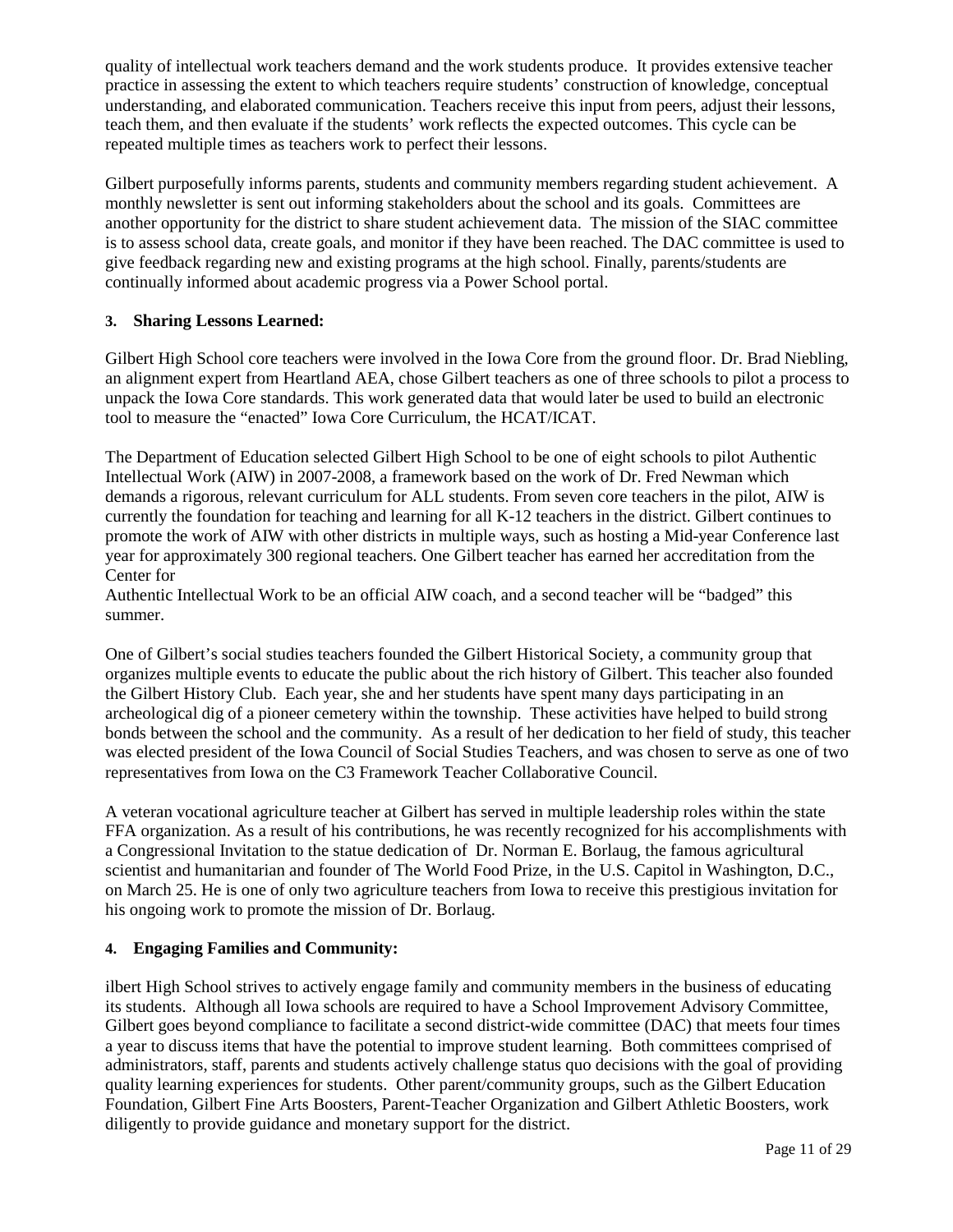quality of intellectual work teachers demand and the work students produce. It provides extensive teacher practice in assessing the extent to which teachers require students' construction of knowledge, conceptual understanding, and elaborated communication. Teachers receive this input from peers, adjust their lessons, teach them, and then evaluate if the students' work reflects the expected outcomes. This cycle can be repeated multiple times as teachers work to perfect their lessons.

Gilbert purposefully informs parents, students and community members regarding student achievement. A monthly newsletter is sent out informing stakeholders about the school and its goals. Committees are another opportunity for the district to share student achievement data. The mission of the SIAC committee is to assess school data, create goals, and monitor if they have been reached. The DAC committee is used to give feedback regarding new and existing programs at the high school. Finally, parents/students are continually informed about academic progress via a Power School portal.

### 3. Sharing Lessons Learned:

Gilbert High School core teachers were involved in the Iowa Core from the ground floor. Dr. Brad Niebling, an alignment expert from Heartland AEA, chose Gilbert teachers as one of three schools to pilot a process to unpack the Iowa Core standards. This work generated data that would later be used to build an electronic tool to measure the "enacted" Iowa Core Curriculum, the HCAT/ICAT.

The Department of Education selected Gilbert High School to be one of eight schools to pilot Authentic Intellectual Work (AIW) in 2007-2008, a framework based on the work of Dr. Fred Newman which demands a rigorous, relevant curriculum for ALL students. From seven core teachers in the pilot, AIW is currently the foundation for teaching and learning for all K-12 teachers in the district. Gilbert continues to promote the work of AIW with other districts in multiple ways, such as hosting a Mid-year Conference last year for approximately 300 regional teachers. One Gilbert teacher has earned her accreditation from the Center for
Authentic Intellectual Work to be an official AIW coach, and a second teacher will be "badged" this summer.

One of Gilbert's social studies teachers founded the Gilbert Historical Society, a community group that organizes multiple events to educate the public about the rich history of Gilbert. This teacher also founded the Gilbert History Club. Each year, she and her students have spent many days participating in an archeological dig of a pioneer cemetery within the township. These activities have helped to build strong bonds between the school and the community. As a result of her dedication to her field of study, this teacher was elected president of the Iowa Council of Social Studies Teachers, and was chosen to serve as one of two representatives from Iowa on the C3 Framework Teacher Collaborative Council.

A veteran vocational agriculture teacher at Gilbert has served in multiple leadership roles within the state FFA organization. As a result of his contributions, he was recently recognized for his accomplishments with a Congressional Invitation to the statue dedication of Dr. Norman E. Borlaug, the famous agricultural scientist and humanitarian and founder of The World Food Prize, in the U.S. Capitol in Washington, D.C., on March 25. He is one of only two agriculture teachers from Iowa to receive this prestigious invitation for his ongoing work to promote the mission of Dr. Borlaug.

### 4. Engaging Families and Community:

ilbert High School strives to actively engage family and community members in the business of educating its students. Although all Iowa schools are required to have a School Improvement Advisory Committee, Gilbert goes beyond compliance to facilitate a second district-wide committee (DAC) that meets four times a year to discuss items that have the potential to improve student learning. Both committees comprised of administrators, staff, parents and students actively challenge status quo decisions with the goal of providing quality learning experiences for students. Other parent/community groups, such as the Gilbert Education Foundation, Gilbert Fine Arts Boosters, Parent-Teacher Organization and Gilbert Athletic Boosters, work diligently to provide guidance and monetary support for the district.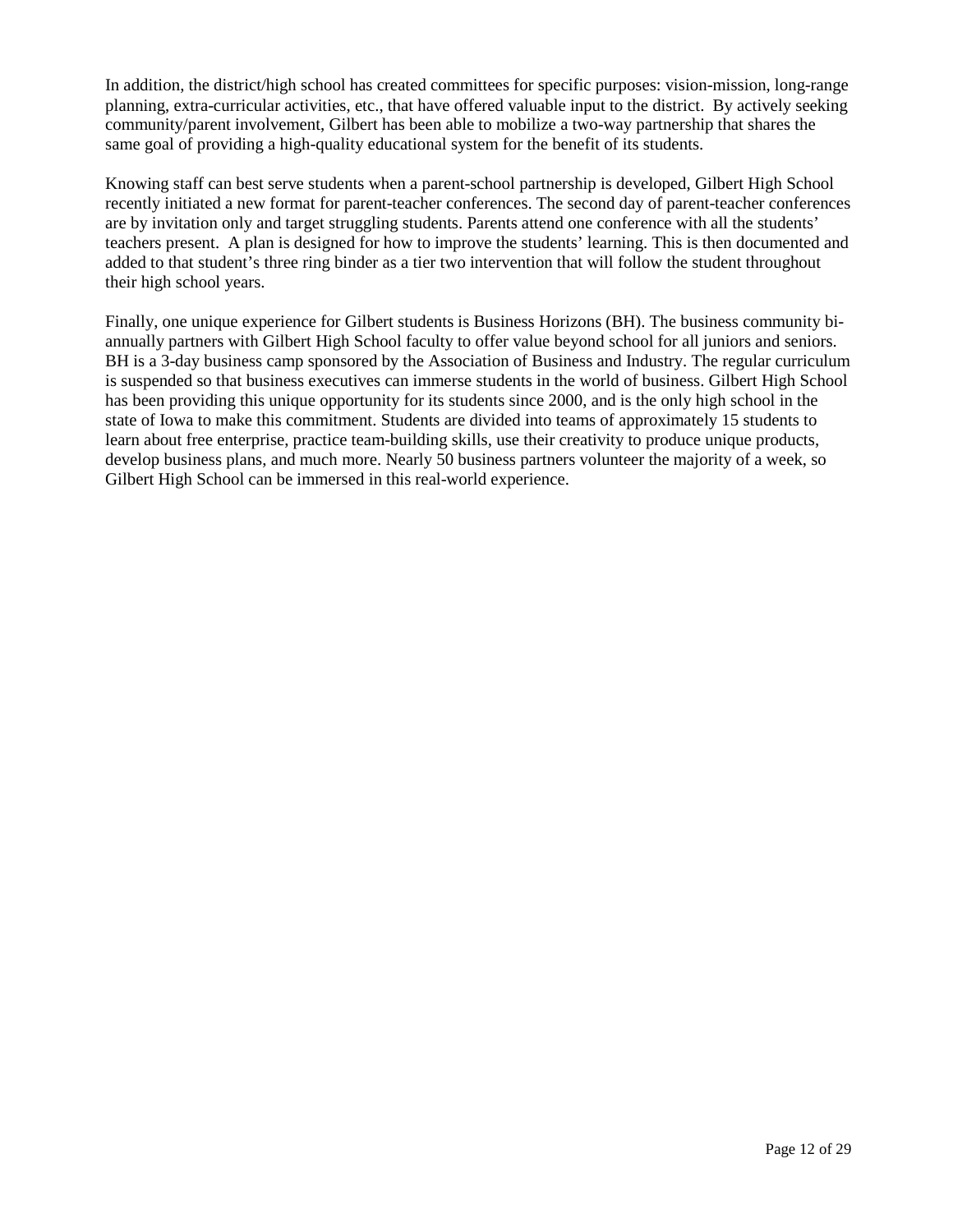In addition, the district/high school has created committees for specific purposes: vision-mission, long-range planning, extra-curricular activities, etc., that have offered valuable input to the district. By actively seeking community/parent involvement, Gilbert has been able to mobilize a two-way partnership that shares the same goal of providing a high-quality educational system for the benefit of its students.

Knowing staff can best serve students when a parent-school partnership is developed, Gilbert High School recently initiated a new format for parent-teacher conferences. The second day of parent-teacher conferences are by invitation only and target struggling students. Parents attend one conference with all the students' teachers present. A plan is designed for how to improve the students' learning. This is then documented and added to that student's three ring binder as a tier two intervention that will follow the student throughout their high school years.

Finally, one unique experience for Gilbert students is Business Horizons (BH). The business community bi-annually partners with Gilbert High School faculty to offer value beyond school for all juniors and seniors. BH is a 3-day business camp sponsored by the Association of Business and Industry. The regular curriculum is suspended so that business executives can immerse students in the world of business. Gilbert High School has been providing this unique opportunity for its students since 2000, and is the only high school in the state of Iowa to make this commitment. Students are divided into teams of approximately 15 students to learn about free enterprise, practice team-building skills, use their creativity to produce unique products, develop business plans, and much more. Nearly 50 business partners volunteer the majority of a week, so Gilbert High School can be immersed in this real-world experience.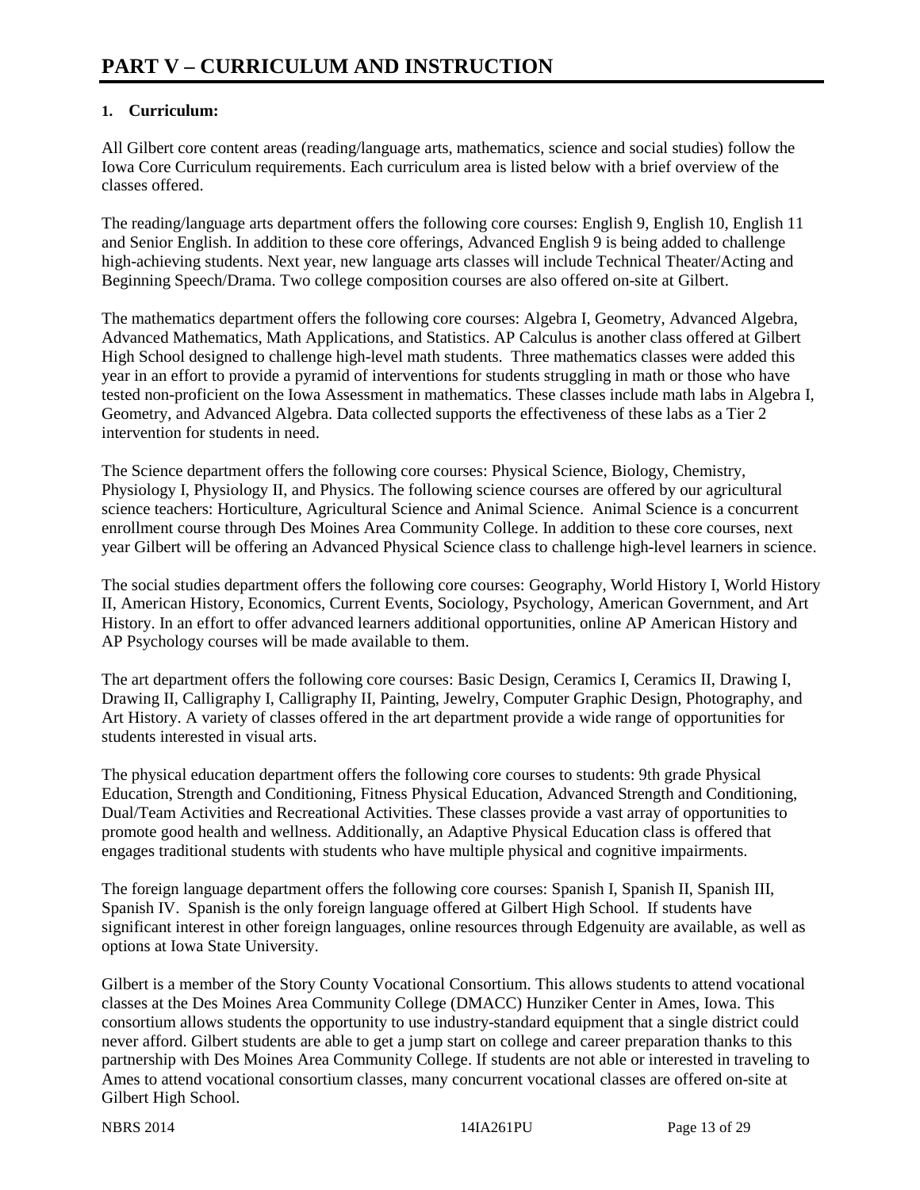# PART V – CURRICULUM AND INSTRUCTION

## 1. Curriculum:

All Gilbert core content areas (reading/language arts, mathematics, science and social studies) follow the Iowa Core Curriculum requirements. Each curriculum area is listed below with a brief overview of the classes offered.

The reading/language arts department offers the following core courses: English 9, English 10, English 11 and Senior English. In addition to these core offerings, Advanced English 9 is being added to challenge high-achieving students. Next year, new language arts classes will include Technical Theater/Acting and Beginning Speech/Drama. Two college composition courses are also offered on-site at Gilbert.

The mathematics department offers the following core courses: Algebra I, Geometry, Advanced Algebra, Advanced Mathematics, Math Applications, and Statistics. AP Calculus is another class offered at Gilbert High School designed to challenge high-level math students. Three mathematics classes were added this year in an effort to provide a pyramid of interventions for students struggling in math or those who have tested non-proficient on the Iowa Assessment in mathematics. These classes include math labs in Algebra I, Geometry, and Advanced Algebra. Data collected supports the effectiveness of these labs as a Tier 2 intervention for students in need.

The Science department offers the following core courses: Physical Science, Biology, Chemistry, Physiology I, Physiology II, and Physics. The following science courses are offered by our agricultural science teachers: Horticulture, Agricultural Science and Animal Science. Animal Science is a concurrent enrollment course through Des Moines Area Community College. In addition to these core courses, next year Gilbert will be offering an Advanced Physical Science class to challenge high-level learners in science.

The social studies department offers the following core courses: Geography, World History I, World History II, American History, Economics, Current Events, Sociology, Psychology, American Government, and Art History. In an effort to offer advanced learners additional opportunities, online AP American History and AP Psychology courses will be made available to them.

The art department offers the following core courses: Basic Design, Ceramics I, Ceramics II, Drawing I, Drawing II, Calligraphy I, Calligraphy II, Painting, Jewelry, Computer Graphic Design, Photography, and Art History. A variety of classes offered in the art department provide a wide range of opportunities for students interested in visual arts.

The physical education department offers the following core courses to students: 9th grade Physical Education, Strength and Conditioning, Fitness Physical Education, Advanced Strength and Conditioning, Dual/Team Activities and Recreational Activities. These classes provide a vast array of opportunities to promote good health and wellness. Additionally, an Adaptive Physical Education class is offered that engages traditional students with students who have multiple physical and cognitive impairments.

The foreign language department offers the following core courses: Spanish I, Spanish II, Spanish III, Spanish IV. Spanish is the only foreign language offered at Gilbert High School. If students have significant interest in other foreign languages, online resources through Edgenuity are available, as well as options at Iowa State University.

Gilbert is a member of the Story County Vocational Consortium. This allows students to attend vocational classes at the Des Moines Area Community College (DMACC) Hunziker Center in Ames, Iowa. This consortium allows students the opportunity to use industry-standard equipment that a single district could never afford. Gilbert students are able to get a jump start on college and career preparation thanks to this partnership with Des Moines Area Community College. If students are not able or interested in traveling to Ames to attend vocational consortium classes, many concurrent vocational classes are offered on-site at Gilbert High School.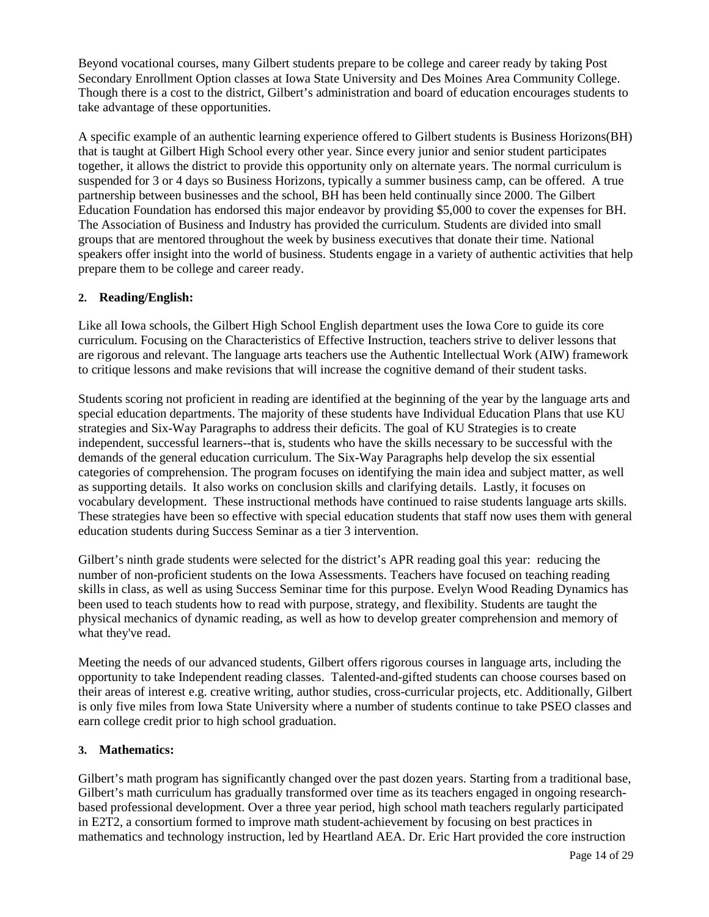Beyond vocational courses, many Gilbert students prepare to be college and career ready by taking Post Secondary Enrollment Option classes at Iowa State University and Des Moines Area Community College. Though there is a cost to the district, Gilbert's administration and board of education encourages students to take advantage of these opportunities.

A specific example of an authentic learning experience offered to Gilbert students is Business Horizons(BH) that is taught at Gilbert High School every other year. Since every junior and senior student participates together, it allows the district to provide this opportunity only on alternate years. The normal curriculum is suspended for 3 or 4 days so Business Horizons, typically a summer business camp, can be offered. A true partnership between businesses and the school, BH has been held continually since 2000. The Gilbert Education Foundation has endorsed this major endeavor by providing $5,000 to cover the expenses for BH. The Association of Business and Industry has provided the curriculum. Students are divided into small groups that are mentored throughout the week by business executives that donate their time. National speakers offer insight into the world of business. Students engage in a variety of authentic activities that help prepare them to be college and career ready.

**2. Reading/English:**

Like all Iowa schools, the Gilbert High School English department uses the Iowa Core to guide its core curriculum. Focusing on the Characteristics of Effective Instruction, teachers strive to deliver lessons that are rigorous and relevant. The language arts teachers use the Authentic Intellectual Work (AIW) framework to critique lessons and make revisions that will increase the cognitive demand of their student tasks.

Students scoring not proficient in reading are identified at the beginning of the year by the language arts and special education departments. The majority of these students have Individual Education Plans that use KU strategies and Six-Way Paragraphs to address their deficits. The goal of KU Strategies is to create independent, successful learners--that is, students who have the skills necessary to be successful with the demands of the general education curriculum. The Six-Way Paragraphs help develop the six essential categories of comprehension. The program focuses on identifying the main idea and subject matter, as well as supporting details. It also works on conclusion skills and clarifying details. Lastly, it focuses on vocabulary development. These instructional methods have continued to raise students language arts skills. These strategies have been so effective with special education students that staff now uses them with general education students during Success Seminar as a tier 3 intervention.

Gilbert's ninth grade students were selected for the district's APR reading goal this year: reducing the number of non-proficient students on the Iowa Assessments. Teachers have focused on teaching reading skills in class, as well as using Success Seminar time for this purpose. Evelyn Wood Reading Dynamics has been used to teach students how to read with purpose, strategy, and flexibility. Students are taught the physical mechanics of dynamic reading, as well as how to develop greater comprehension and memory of what they've read.

Meeting the needs of our advanced students, Gilbert offers rigorous courses in language arts, including the opportunity to take Independent reading classes. Talented-and-gifted students can choose courses based on their areas of interest e.g. creative writing, author studies, cross-curricular projects, etc. Additionally, Gilbert is only five miles from Iowa State University where a number of students continue to take PSEO classes and earn college credit prior to high school graduation.

**3. Mathematics:**

Gilbert's math program has significantly changed over the past dozen years. Starting from a traditional base, Gilbert's math curriculum has gradually transformed over time as its teachers engaged in ongoing research-based professional development. Over a three year period, high school math teachers regularly participated in E2T2, a consortium formed to improve math student-achievement by focusing on best practices in mathematics and technology instruction, led by Heartland AEA. Dr. Eric Hart provided the core instruction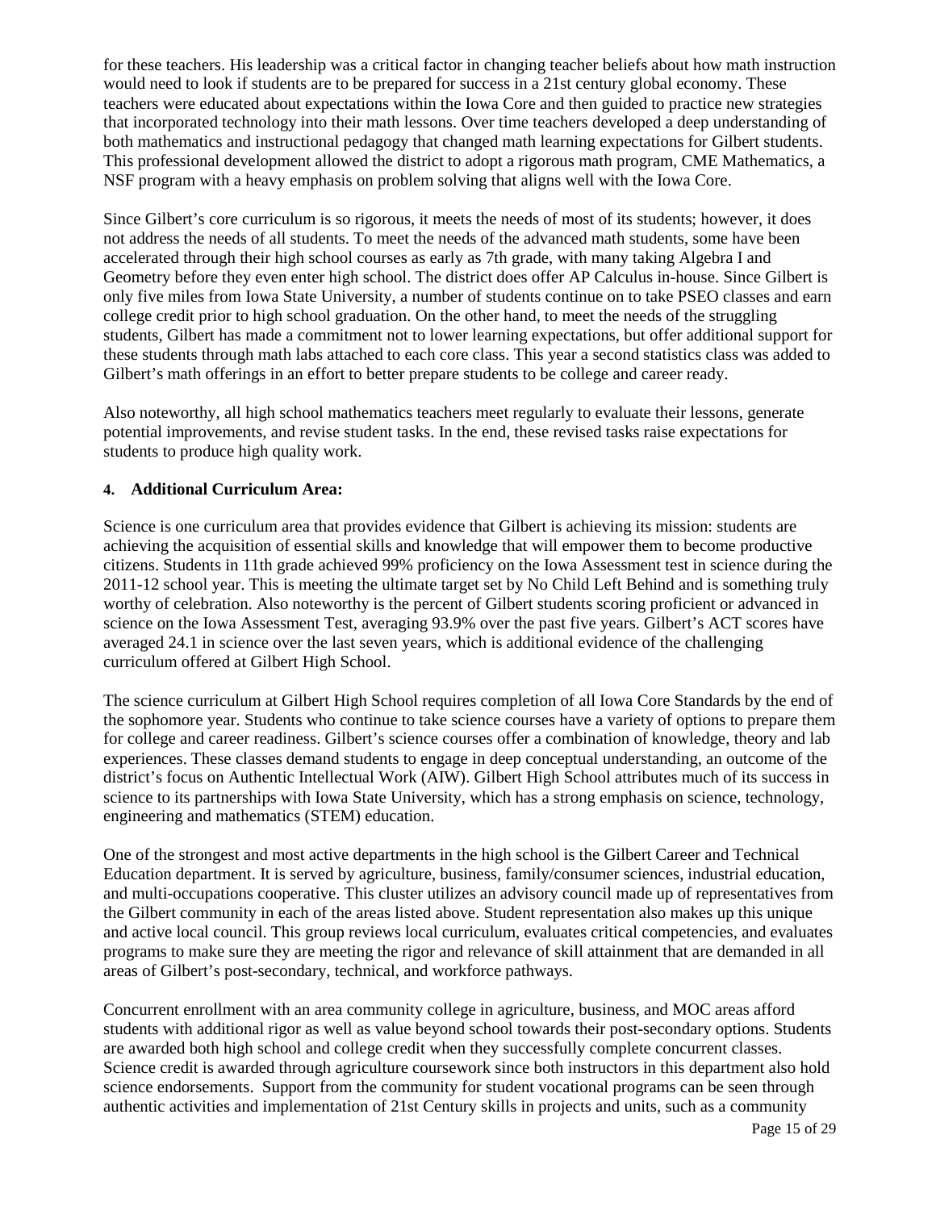for these teachers. His leadership was a critical factor in changing teacher beliefs about how math instruction would need to look if students are to be prepared for success in a 21st century global economy. These teachers were educated about expectations within the Iowa Core and then guided to practice new strategies that incorporated technology into their math lessons. Over time teachers developed a deep understanding of both mathematics and instructional pedagogy that changed math learning expectations for Gilbert students. This professional development allowed the district to adopt a rigorous math program, CME Mathematics, a NSF program with a heavy emphasis on problem solving that aligns well with the Iowa Core.

Since Gilbert's core curriculum is so rigorous, it meets the needs of most of its students; however, it does not address the needs of all students. To meet the needs of the advanced math students, some have been accelerated through their high school courses as early as 7th grade, with many taking Algebra I and Geometry before they even enter high school. The district does offer AP Calculus in-house. Since Gilbert is only five miles from Iowa State University, a number of students continue on to take PSEO classes and earn college credit prior to high school graduation. On the other hand, to meet the needs of the struggling students, Gilbert has made a commitment not to lower learning expectations, but offer additional support for these students through math labs attached to each core class. This year a second statistics class was added to Gilbert's math offerings in an effort to better prepare students to be college and career ready.

Also noteworthy, all high school mathematics teachers meet regularly to evaluate their lessons, generate potential improvements, and revise student tasks. In the end, these revised tasks raise expectations for students to produce high quality work.

#### 4. Additional Curriculum Area:

Science is one curriculum area that provides evidence that Gilbert is achieving its mission: students are achieving the acquisition of essential skills and knowledge that will empower them to become productive citizens. Students in 11th grade achieved 99% proficiency on the Iowa Assessment test in science during the 2011-12 school year. This is meeting the ultimate target set by No Child Left Behind and is something truly worthy of celebration. Also noteworthy is the percent of Gilbert students scoring proficient or advanced in science on the Iowa Assessment Test, averaging 93.9% over the past five years. Gilbert's ACT scores have averaged 24.1 in science over the last seven years, which is additional evidence of the challenging curriculum offered at Gilbert High School.

The science curriculum at Gilbert High School requires completion of all Iowa Core Standards by the end of the sophomore year. Students who continue to take science courses have a variety of options to prepare them for college and career readiness. Gilbert's science courses offer a combination of knowledge, theory and lab experiences. These classes demand students to engage in deep conceptual understanding, an outcome of the district's focus on Authentic Intellectual Work (AIW). Gilbert High School attributes much of its success in science to its partnerships with Iowa State University, which has a strong emphasis on science, technology, engineering and mathematics (STEM) education.

One of the strongest and most active departments in the high school is the Gilbert Career and Technical Education department. It is served by agriculture, business, family/consumer sciences, industrial education, and multi-occupations cooperative. This cluster utilizes an advisory council made up of representatives from the Gilbert community in each of the areas listed above. Student representation also makes up this unique and active local council. This group reviews local curriculum, evaluates critical competencies, and evaluates programs to make sure they are meeting the rigor and relevance of skill attainment that are demanded in all areas of Gilbert's post-secondary, technical, and workforce pathways.

Concurrent enrollment with an area community college in agriculture, business, and MOC areas afford students with additional rigor as well as value beyond school towards their post-secondary options. Students are awarded both high school and college credit when they successfully complete concurrent classes. Science credit is awarded through agriculture coursework since both instructors in this department also hold science endorsements. Support from the community for student vocational programs can be seen through authentic activities and implementation of 21st Century skills in projects and units, such as a community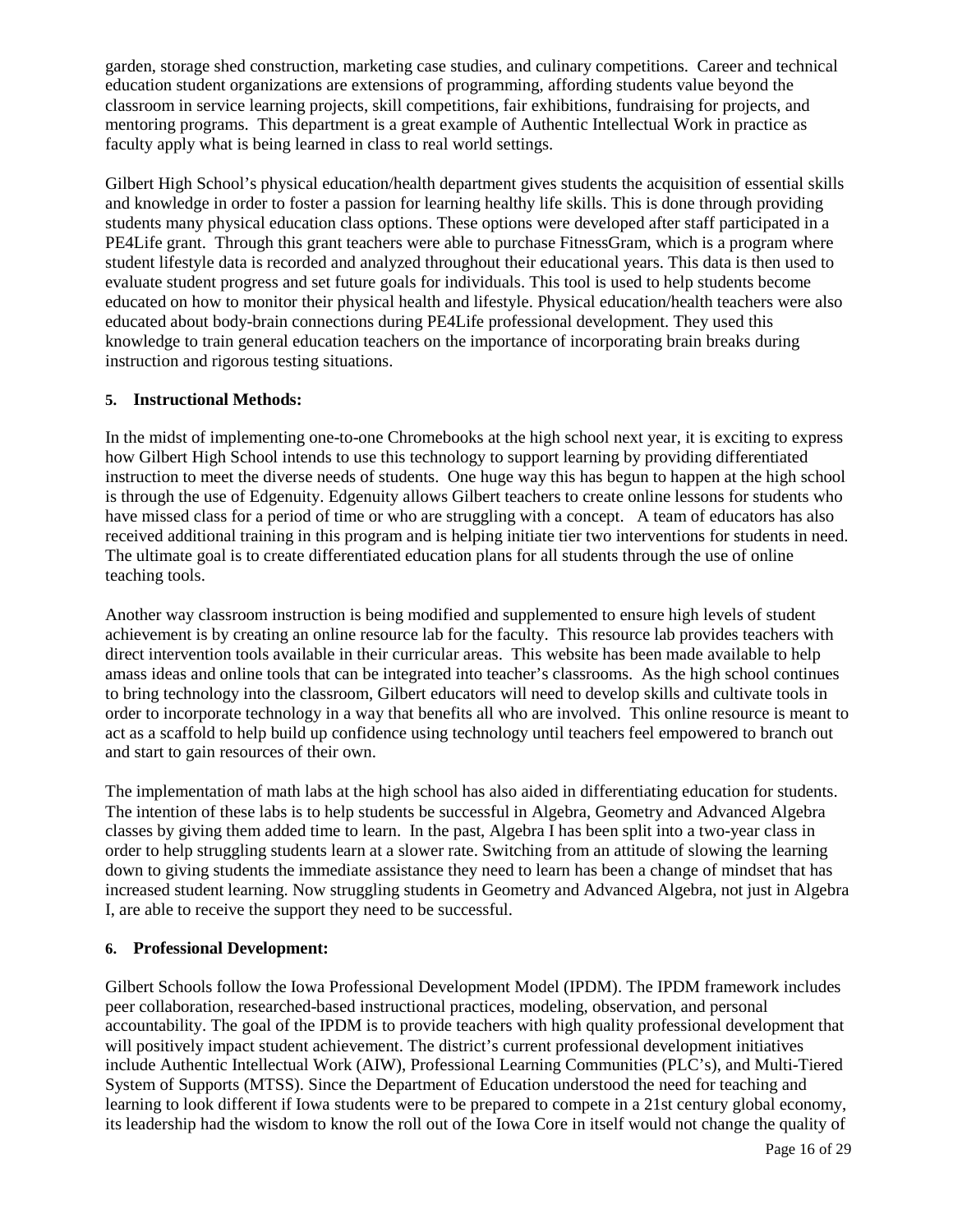garden, storage shed construction, marketing case studies, and culinary competitions. Career and technical education student organizations are extensions of programming, affording students value beyond the classroom in service learning projects, skill competitions, fair exhibitions, fundraising for projects, and mentoring programs. This department is a great example of Authentic Intellectual Work in practice as faculty apply what is being learned in class to real world settings.

Gilbert High School's physical education/health department gives students the acquisition of essential skills and knowledge in order to foster a passion for learning healthy life skills. This is done through providing students many physical education class options. These options were developed after staff participated in a PE4Life grant. Through this grant teachers were able to purchase FitnessGram, which is a program where student lifestyle data is recorded and analyzed throughout their educational years. This data is then used to evaluate student progress and set future goals for individuals. This tool is used to help students become educated on how to monitor their physical health and lifestyle. Physical education/health teachers were also educated about body-brain connections during PE4Life professional development. They used this knowledge to train general education teachers on the importance of incorporating brain breaks during instruction and rigorous testing situations.

**5. Instructional Methods:**

In the midst of implementing one-to-one Chromebooks at the high school next year, it is exciting to express how Gilbert High School intends to use this technology to support learning by providing differentiated instruction to meet the diverse needs of students. One huge way this has begun to happen at the high school is through the use of Edgenuity. Edgenuity allows Gilbert teachers to create online lessons for students who have missed class for a period of time or who are struggling with a concept. A team of educators has also received additional training in this program and is helping initiate tier two interventions for students in need. The ultimate goal is to create differentiated education plans for all students through the use of online teaching tools.

Another way classroom instruction is being modified and supplemented to ensure high levels of student achievement is by creating an online resource lab for the faculty. This resource lab provides teachers with direct intervention tools available in their curricular areas. This website has been made available to help amass ideas and online tools that can be integrated into teacher's classrooms. As the high school continues to bring technology into the classroom, Gilbert educators will need to develop skills and cultivate tools in order to incorporate technology in a way that benefits all who are involved. This online resource is meant to act as a scaffold to help build up confidence using technology until teachers feel empowered to branch out and start to gain resources of their own.

The implementation of math labs at the high school has also aided in differentiating education for students. The intention of these labs is to help students be successful in Algebra, Geometry and Advanced Algebra classes by giving them added time to learn. In the past, Algebra I has been split into a two-year class in order to help struggling students learn at a slower rate. Switching from an attitude of slowing the learning down to giving students the immediate assistance they need to learn has been a change of mindset that has increased student learning. Now struggling students in Geometry and Advanced Algebra, not just in Algebra I, are able to receive the support they need to be successful.

**6. Professional Development:**

Gilbert Schools follow the Iowa Professional Development Model (IPDM). The IPDM framework includes peer collaboration, researched-based instructional practices, modeling, observation, and personal accountability. The goal of the IPDM is to provide teachers with high quality professional development that will positively impact student achievement. The district's current professional development initiatives include Authentic Intellectual Work (AIW), Professional Learning Communities (PLC's), and Multi-Tiered System of Supports (MTSS). Since the Department of Education understood the need for teaching and learning to look different if Iowa students were to be prepared to compete in a 21st century global economy, its leadership had the wisdom to know the roll out of the Iowa Core in itself would not change the quality of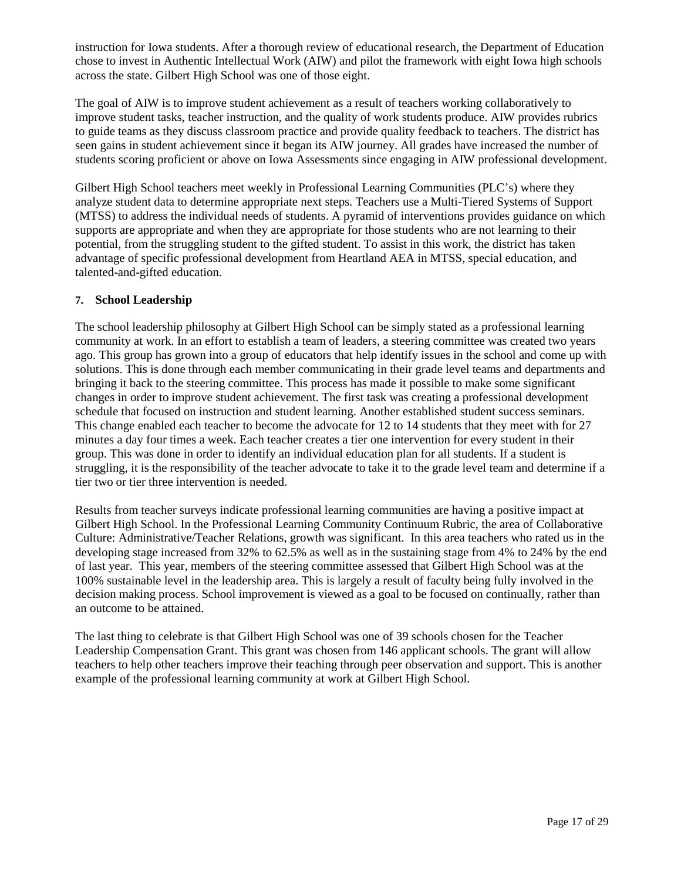instruction for Iowa students. After a thorough review of educational research, the Department of Education chose to invest in Authentic Intellectual Work (AIW) and pilot the framework with eight Iowa high schools across the state. Gilbert High School was one of those eight.

The goal of AIW is to improve student achievement as a result of teachers working collaboratively to improve student tasks, teacher instruction, and the quality of work students produce. AIW provides rubrics to guide teams as they discuss classroom practice and provide quality feedback to teachers. The district has seen gains in student achievement since it began its AIW journey. All grades have increased the number of students scoring proficient or above on Iowa Assessments since engaging in AIW professional development.

Gilbert High School teachers meet weekly in Professional Learning Communities (PLC's) where they analyze student data to determine appropriate next steps. Teachers use a Multi-Tiered Systems of Support (MTSS) to address the individual needs of students. A pyramid of interventions provides guidance on which supports are appropriate and when they are appropriate for those students who are not learning to their potential, from the struggling student to the gifted student. To assist in this work, the district has taken advantage of specific professional development from Heartland AEA in MTSS, special education, and talented-and-gifted education.

**7. School Leadership**

The school leadership philosophy at Gilbert High School can be simply stated as a professional learning community at work. In an effort to establish a team of leaders, a steering committee was created two years ago. This group has grown into a group of educators that help identify issues in the school and come up with solutions. This is done through each member communicating in their grade level teams and departments and bringing it back to the steering committee. This process has made it possible to make some significant changes in order to improve student achievement. The first task was creating a professional development schedule that focused on instruction and student learning. Another established student success seminars. This change enabled each teacher to become the advocate for 12 to 14 students that they meet with for 27 minutes a day four times a week. Each teacher creates a tier one intervention for every student in their group. This was done in order to identify an individual education plan for all students. If a student is struggling, it is the responsibility of the teacher advocate to take it to the grade level team and determine if a tier two or tier three intervention is needed.

Results from teacher surveys indicate professional learning communities are having a positive impact at Gilbert High School. In the Professional Learning Community Continuum Rubric, the area of Collaborative Culture: Administrative/Teacher Relations, growth was significant. In this area teachers who rated us in the developing stage increased from 32% to 62.5% as well as in the sustaining stage from 4% to 24% by the end of last year. This year, members of the steering committee assessed that Gilbert High School was at the 100% sustainable level in the leadership area. This is largely a result of faculty being fully involved in the decision making process. School improvement is viewed as a goal to be focused on continually, rather than an outcome to be attained.

The last thing to celebrate is that Gilbert High School was one of 39 schools chosen for the Teacher Leadership Compensation Grant. This grant was chosen from 146 applicant schools. The grant will allow teachers to help other teachers improve their teaching through peer observation and support. This is another example of the professional learning community at work at Gilbert High School.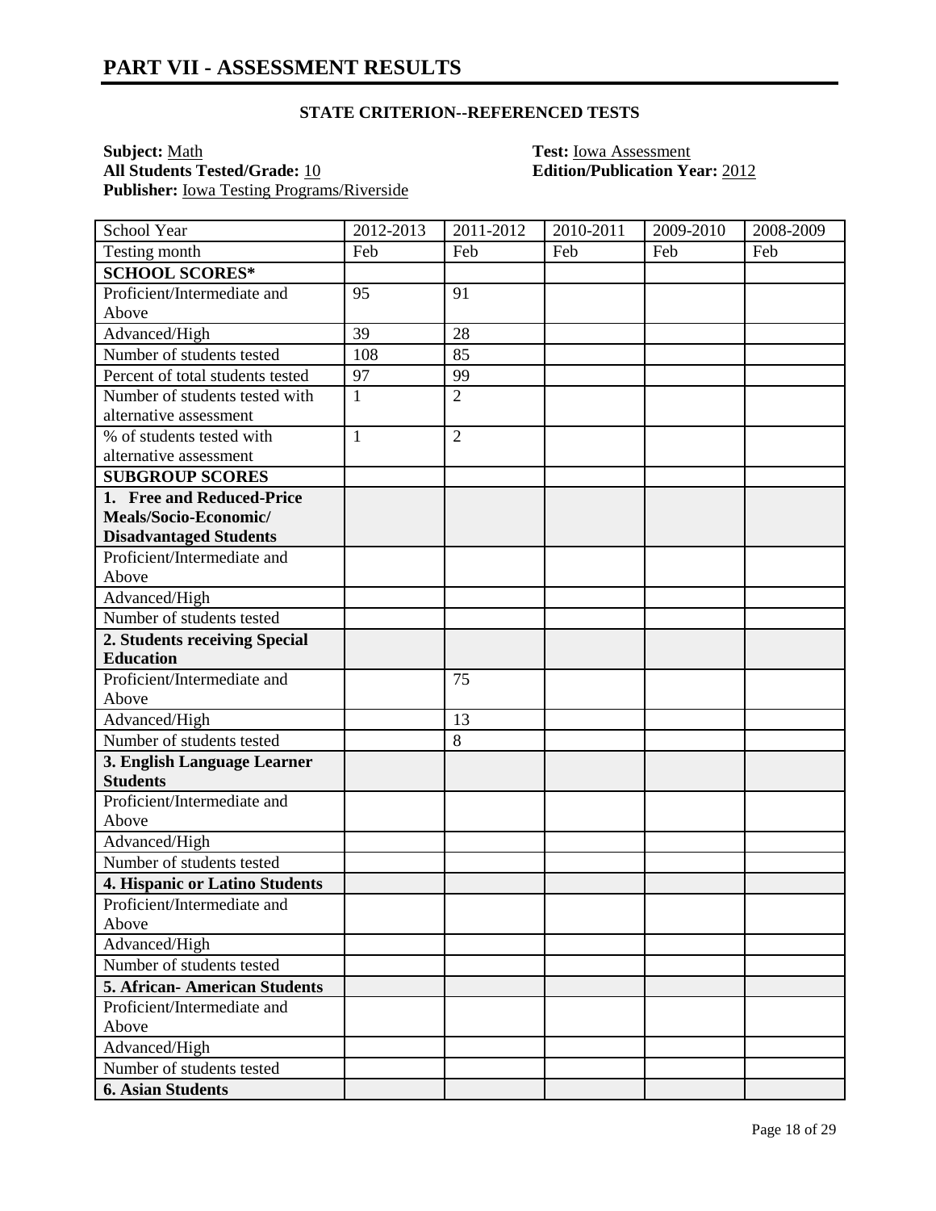# PART VII - ASSESSMENT RESULTS

### STATE CRITERION--REFERENCED TESTS

**Subject:** Math
**All Students Tested/Grade:** 10
**Publisher:** Iowa Testing Programs/Riverside
**Test:** Iowa Assessment
**Edition/Publication Year:** 2012

| School Year | 2012-2013 | 2011-2012 | 2010-2011 | 2009-2010 | 2008-2009 |
|---|---|---|---|---|---|
| Testing month | Feb | Feb | Feb | Feb | Feb |
| **SCHOOL SCORES*** | | | | | |
| Proficient/Intermediate and Above | 95 | 91 | | | |
| Advanced/High | 39 | 28 | | | |
| Number of students tested | 108 | 85 | | | |
| Percent of total students tested | 97 | 99 | | | |
| Number of students tested with alternative assessment | 1 | 2 | | | |
| % of students tested with alternative assessment | 1 | 2 | | | |
| **SUBGROUP SCORES** | | | | | |
| **1. Free and Reduced-Price Meals/Socio-Economic/ Disadvantaged Students** | | | | | |
| Proficient/Intermediate and Above | | | | | |
| Advanced/High | | | | | |
| Number of students tested | | | | | |
| **2. Students receiving Special Education** | | | | | |
| Proficient/Intermediate and Above | | 75 | | | |
| Advanced/High | | 13 | | | |
| Number of students tested | | 8 | | | |
| **3. English Language Learner Students** | | | | | |
| Proficient/Intermediate and Above | | | | | |
| Advanced/High | | | | | |
| Number of students tested | | | | | |
| **4. Hispanic or Latino Students** | | | | | |
| Proficient/Intermediate and Above | | | | | |
| Advanced/High | | | | | |
| Number of students tested | | | | | |
| **5. African- American Students** | | | | | |
| Proficient/Intermediate and Above | | | | | |
| Advanced/High | | | | | |
| Number of students tested | | | | | |
| **6. Asian Students** | | | | | |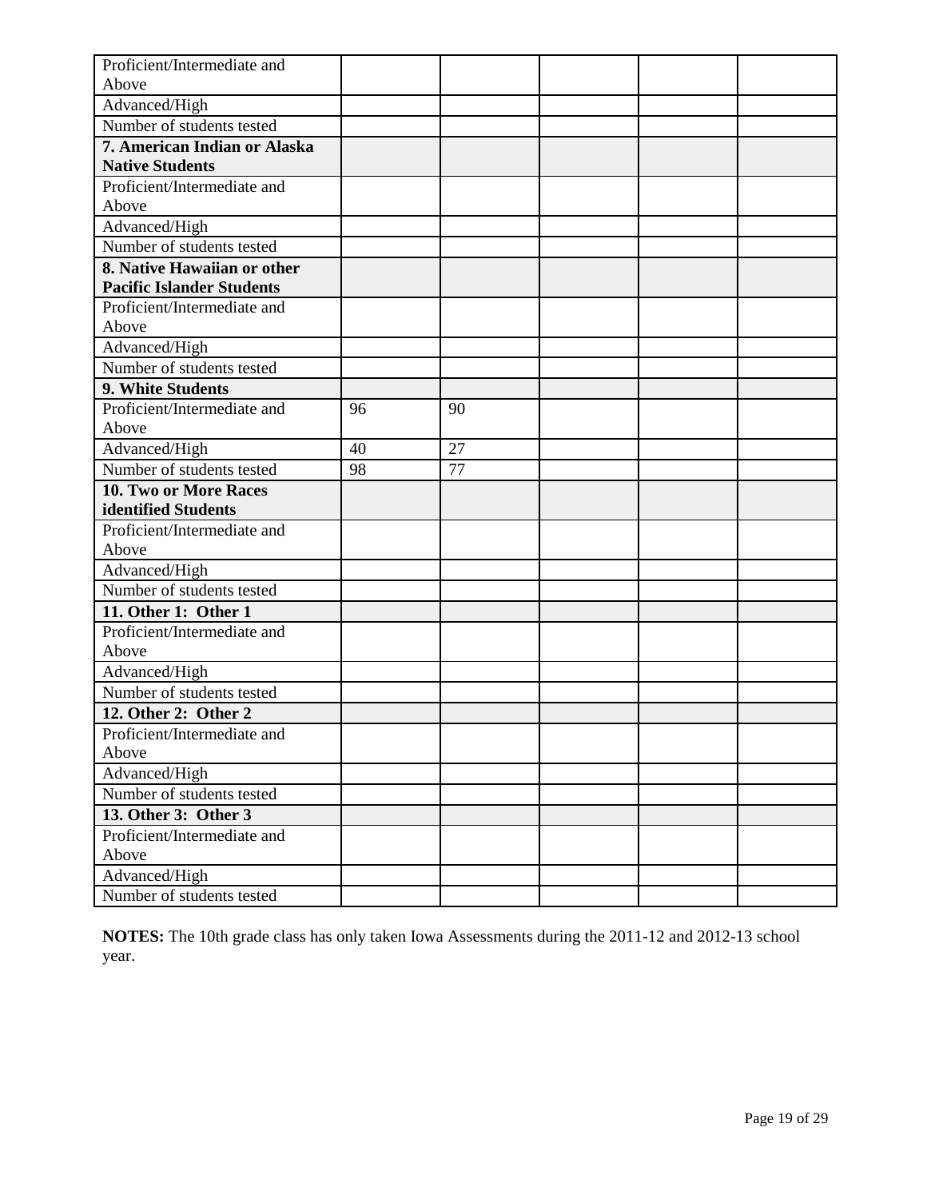| | | | | | |
|---|---|---|---|---|---|
| Proficient/Intermediate and Above | | | | | |
| Advanced/High | | | | | |
| Number of students tested | | | | | |
| **7. American Indian or Alaska Native Students** | | | | | |
| Proficient/Intermediate and Above | | | | | |
| Advanced/High | | | | | |
| Number of students tested | | | | | |
| **8. Native Hawaiian or other Pacific Islander Students** | | | | | |
| Proficient/Intermediate and Above | | | | | |
| Advanced/High | | | | | |
| Number of students tested | | | | | |
| **9. White Students** | | | | | |
| Proficient/Intermediate and Above | 96 | 90 | | | |
| Advanced/High | 40 | 27 | | | |
| Number of students tested | 98 | 77 | | | |
| **10. Two or More Races identified Students** | | | | | |
| Proficient/Intermediate and Above | | | | | |
| Advanced/High | | | | | |
| Number of students tested | | | | | |
| **11. Other 1: Other 1** | | | | | |
| Proficient/Intermediate and Above | | | | | |
| Advanced/High | | | | | |
| Number of students tested | | | | | |
| **12. Other 2: Other 2** | | | | | |
| Proficient/Intermediate and Above | | | | | |
| Advanced/High | | | | | |
| Number of students tested | | | | | |
| **13. Other 3: Other 3** | | | | | |
| Proficient/Intermediate and Above | | | | | |
| Advanced/High | | | | | |
| Number of students tested | | | | | |

**NOTES:** The 10th grade class has only taken Iowa Assessments during the 2011-12 and 2012-13 school year.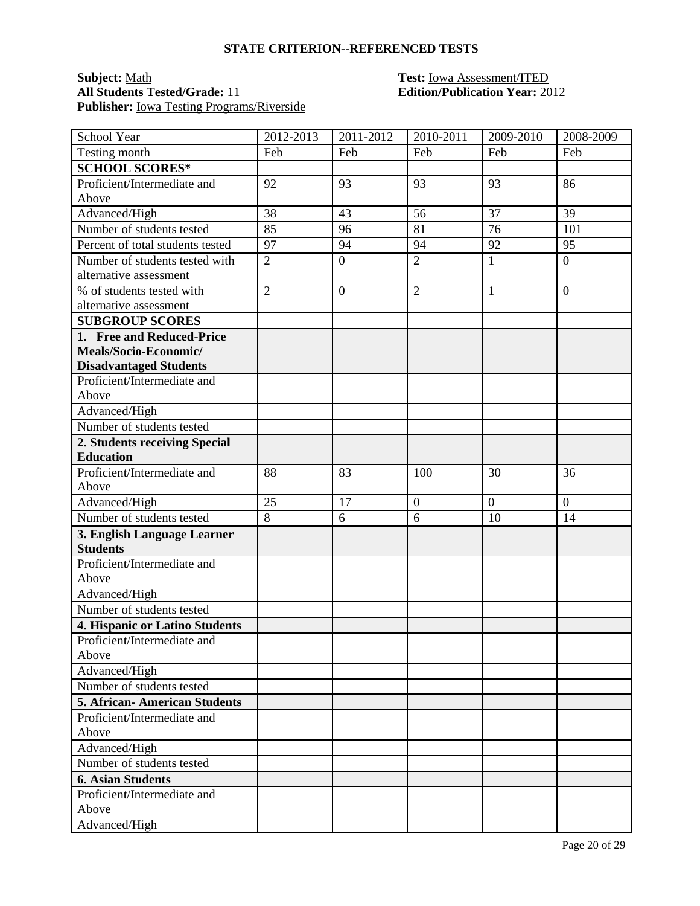## STATE CRITERION--REFERENCED TESTS

**Subject:** Math
**All Students Tested/Grade:** 11
**Publisher:** Iowa Testing Programs/Riverside

**Test:** Iowa Assessment/ITED
**Edition/Publication Year:** 2012

| School Year | 2012-2013 | 2011-2012 | 2010-2011 | 2009-2010 | 2008-2009 |
|---|---|---|---|---|---|
| Testing month | Feb | Feb | Feb | Feb | Feb |
| **SCHOOL SCORES*** | | | | | |
| Proficient/Intermediate and Above | 92 | 93 | 93 | 93 | 86 |
| Advanced/High | 38 | 43 | 56 | 37 | 39 |
| Number of students tested | 85 | 96 | 81 | 76 | 101 |
| Percent of total students tested | 97 | 94 | 94 | 92 | 95 |
| Number of students tested with alternative assessment | 2 | 0 | 2 | 1 | 0 |
| % of students tested with alternative assessment | 2 | 0 | 2 | 1 | 0 |
| **SUBGROUP SCORES** | | | | | |
| **1. Free and Reduced-Price Meals/Socio-Economic/ Disadvantaged Students** | | | | | |
| Proficient/Intermediate and Above | | | | | |
| Advanced/High | | | | | |
| Number of students tested | | | | | |
| **2. Students receiving Special Education** | | | | | |
| Proficient/Intermediate and Above | 88 | 83 | 100 | 30 | 36 |
| Advanced/High | 25 | 17 | 0 | 0 | 0 |
| Number of students tested | 8 | 6 | 6 | 10 | 14 |
| **3. English Language Learner Students** | | | | | |
| Proficient/Intermediate and Above | | | | | |
| Advanced/High | | | | | |
| Number of students tested | | | | | |
| **4. Hispanic or Latino Students** | | | | | |
| Proficient/Intermediate and Above | | | | | |
| Advanced/High | | | | | |
| Number of students tested | | | | | |
| **5. African- American Students** | | | | | |
| Proficient/Intermediate and Above | | | | | |
| Advanced/High | | | | | |
| Number of students tested | | | | | |
| **6. Asian Students** | | | | | |
| Proficient/Intermediate and Above | | | | | |
| Advanced/High | | | | | |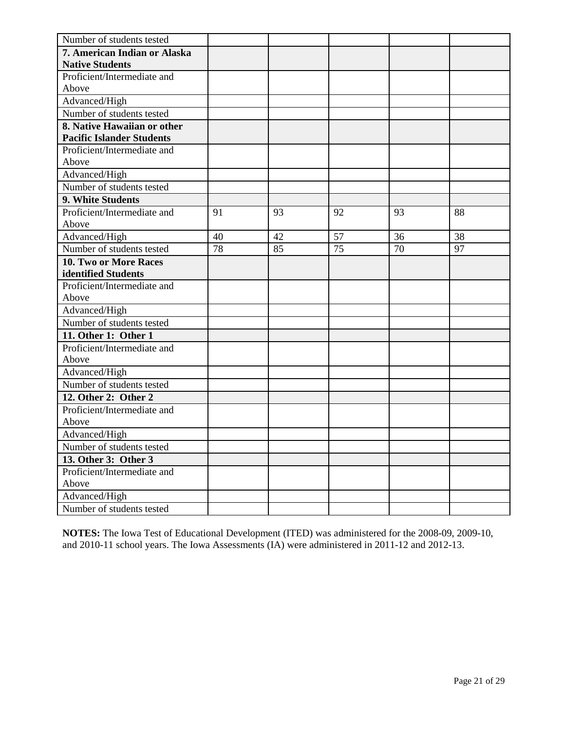| | | | | | |
|---|---|---|---|---|---|
| Number of students tested | | | | | |
| **7. American Indian or Alaska Native Students** | | | | | |
| Proficient/Intermediate and Above | | | | | |
| Advanced/High | | | | | |
| Number of students tested | | | | | |
| **8. Native Hawaiian or other Pacific Islander Students** | | | | | |
| Proficient/Intermediate and Above | | | | | |
| Advanced/High | | | | | |
| Number of students tested | | | | | |
| **9. White Students** | | | | | |
| Proficient/Intermediate and Above | 91 | 93 | 92 | 93 | 88 |
| Advanced/High | 40 | 42 | 57 | 36 | 38 |
| Number of students tested | 78 | 85 | 75 | 70 | 97 |
| **10. Two or More Races identified Students** | | | | | |
| Proficient/Intermediate and Above | | | | | |
| Advanced/High | | | | | |
| Number of students tested | | | | | |
| **11. Other 1: Other 1** | | | | | |
| Proficient/Intermediate and Above | | | | | |
| Advanced/High | | | | | |
| Number of students tested | | | | | |
| **12. Other 2: Other 2** | | | | | |
| Proficient/Intermediate and Above | | | | | |
| Advanced/High | | | | | |
| Number of students tested | | | | | |
| **13. Other 3: Other 3** | | | | | |
| Proficient/Intermediate and Above | | | | | |
| Advanced/High | | | | | |
| Number of students tested | | | | | |

**NOTES:** The Iowa Test of Educational Development (ITED) was administered for the 2008-09, 2009-10, and 2010-11 school years. The Iowa Assessments (IA) were administered in 2011-12 and 2012-13.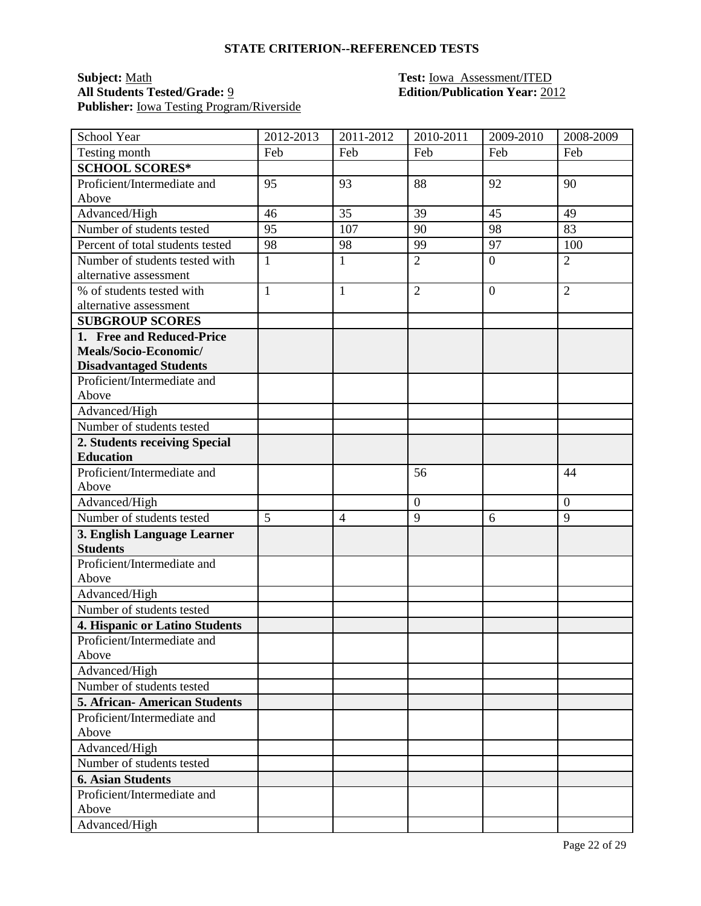## STATE CRITERION--REFERENCED TESTS

**Subject:** Math
**All Students Tested/Grade:** 9
**Publisher:** Iowa Testing Program/Riverside

**Test:** Iowa Assessment/ITED
**Edition/Publication Year:** 2012

| School Year | 2012-2013 | 2011-2012 | 2010-2011 | 2009-2010 | 2008-2009 |
|---|---|---|---|---|---|
| Testing month | Feb | Feb | Feb | Feb | Feb |
| **SCHOOL SCORES*** | | | | | |
| Proficient/Intermediate and Above | 95 | 93 | 88 | 92 | 90 |
| Advanced/High | 46 | 35 | 39 | 45 | 49 |
| Number of students tested | 95 | 107 | 90 | 98 | 83 |
| Percent of total students tested | 98 | 98 | 99 | 97 | 100 |
| Number of students tested with alternative assessment | 1 | 1 | 2 | 0 | 2 |
| % of students tested with alternative assessment | 1 | 1 | 2 | 0 | 2 |
| **SUBGROUP SCORES** | | | | | |
| **1. Free and Reduced-Price Meals/Socio-Economic/ Disadvantaged Students** | | | | | |
| Proficient/Intermediate and Above | | | | | |
| Advanced/High | | | | | |
| Number of students tested | | | | | |
| **2. Students receiving Special Education** | | | | | |
| Proficient/Intermediate and Above | | | 56 | | 44 |
| Advanced/High | | | 0 | | 0 |
| Number of students tested | 5 | 4 | 9 | 6 | 9 |
| **3. English Language Learner Students** | | | | | |
| Proficient/Intermediate and Above | | | | | |
| Advanced/High | | | | | |
| Number of students tested | | | | | |
| **4. Hispanic or Latino Students** | | | | | |
| Proficient/Intermediate and Above | | | | | |
| Advanced/High | | | | | |
| Number of students tested | | | | | |
| **5. African- American Students** | | | | | |
| Proficient/Intermediate and Above | | | | | |
| Advanced/High | | | | | |
| Number of students tested | | | | | |
| **6. Asian Students** | | | | | |
| Proficient/Intermediate and Above | | | | | |
| Advanced/High | | | | | |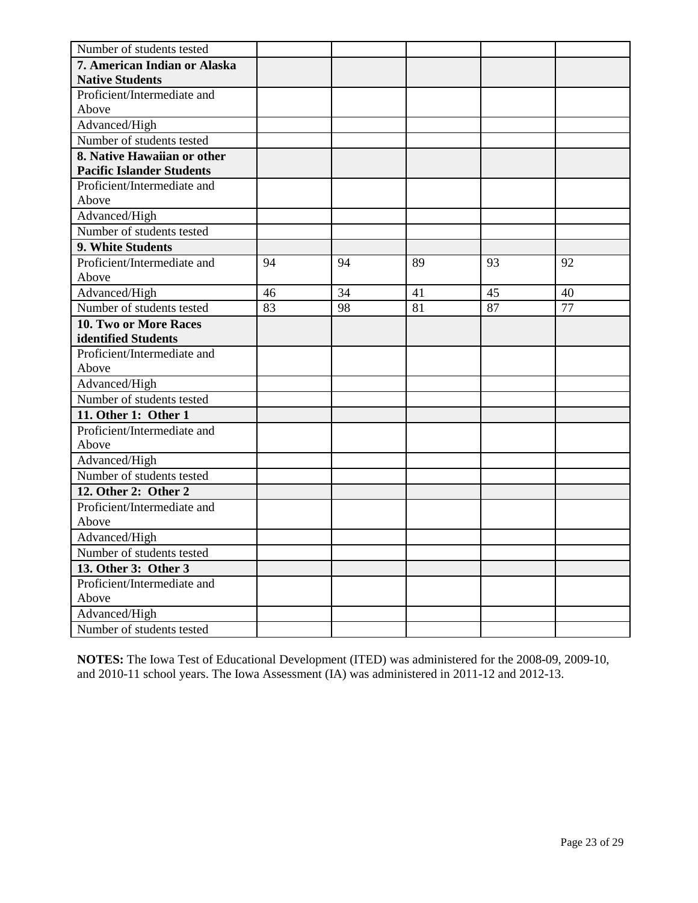| | | | | | |
|---|---|---|---|---|---|
| Number of students tested | | | | | |
| **7. American Indian or Alaska Native Students** | | | | | |
| Proficient/Intermediate and Above | | | | | |
| Advanced/High | | | | | |
| Number of students tested | | | | | |
| **8. Native Hawaiian or other Pacific Islander Students** | | | | | |
| Proficient/Intermediate and Above | | | | | |
| Advanced/High | | | | | |
| Number of students tested | | | | | |
| **9. White Students** | | | | | |
| Proficient/Intermediate and Above | 94 | 94 | 89 | 93 | 92 |
| Advanced/High | 46 | 34 | 41 | 45 | 40 |
| Number of students tested | 83 | 98 | 81 | 87 | 77 |
| **10. Two or More Races identified Students** | | | | | |
| Proficient/Intermediate and Above | | | | | |
| Advanced/High | | | | | |
| Number of students tested | | | | | |
| **11. Other 1: Other 1** | | | | | |
| Proficient/Intermediate and Above | | | | | |
| Advanced/High | | | | | |
| Number of students tested | | | | | |
| **12. Other 2: Other 2** | | | | | |
| Proficient/Intermediate and Above | | | | | |
| Advanced/High | | | | | |
| Number of students tested | | | | | |
| **13. Other 3: Other 3** | | | | | |
| Proficient/Intermediate and Above | | | | | |
| Advanced/High | | | | | |
| Number of students tested | | | | | |

**NOTES:** The Iowa Test of Educational Development (ITED) was administered for the 2008-09, 2009-10, and 2010-11 school years. The Iowa Assessment (IA) was administered in 2011-12 and 2012-13.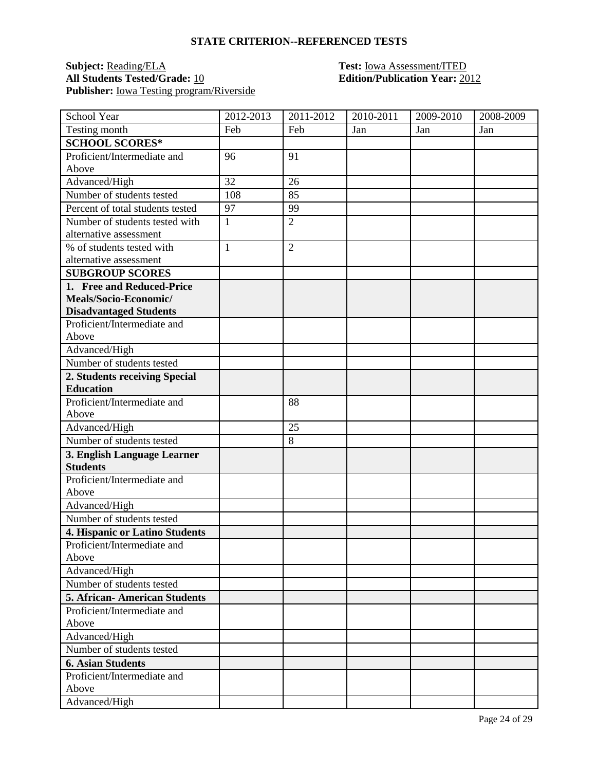## STATE CRITERION--REFERENCED TESTS

**Subject:** Reading/ELA
**Test:** Iowa Assessment/ITED
**All Students Tested/Grade:** 10
**Edition/Publication Year:** 2012
**Publisher:** Iowa Testing program/Riverside

| School Year | 2012-2013 | 2011-2012 | 2010-2011 | 2009-2010 | 2008-2009 |
|---|---|---|---|---|---|
| Testing month | Feb | Feb | Jan | Jan | Jan |
| **SCHOOL SCORES*** | | | | | |
| Proficient/Intermediate and Above | 96 | 91 | | | |
| Advanced/High | 32 | 26 | | | |
| Number of students tested | 108 | 85 | | | |
| Percent of total students tested | 97 | 99 | | | |
| Number of students tested with alternative assessment | 1 | 2 | | | |
| % of students tested with alternative assessment | 1 | 2 | | | |
| **SUBGROUP SCORES** | | | | | |
| **1. Free and Reduced-Price Meals/Socio-Economic/ Disadvantaged Students** | | | | | |
| Proficient/Intermediate and Above | | | | | |
| Advanced/High | | | | | |
| Number of students tested | | | | | |
| **2. Students receiving Special Education** | | | | | |
| Proficient/Intermediate and Above | | 88 | | | |
| Advanced/High | | 25 | | | |
| Number of students tested | | 8 | | | |
| **3. English Language Learner Students** | | | | | |
| Proficient/Intermediate and Above | | | | | |
| Advanced/High | | | | | |
| Number of students tested | | | | | |
| **4. Hispanic or Latino Students** | | | | | |
| Proficient/Intermediate and Above | | | | | |
| Advanced/High | | | | | |
| Number of students tested | | | | | |
| **5. African- American Students** | | | | | |
| Proficient/Intermediate and Above | | | | | |
| Advanced/High | | | | | |
| Number of students tested | | | | | |
| **6. Asian Students** | | | | | |
| Proficient/Intermediate and Above | | | | | |
| Advanced/High | | | | | |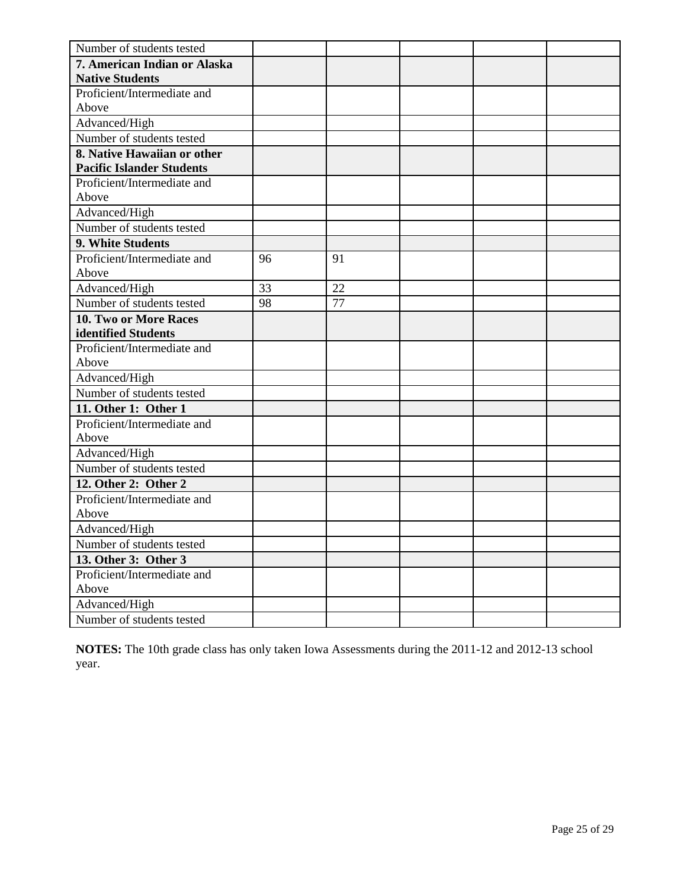| | | | | | |
|---|---|---|---|---|---|
| Number of students tested | | | | | |
| **7. American Indian or Alaska Native Students** | | | | | |
| Proficient/Intermediate and Above | | | | | |
| Advanced/High | | | | | |
| Number of students tested | | | | | |
| **8. Native Hawaiian or other Pacific Islander Students** | | | | | |
| Proficient/Intermediate and Above | | | | | |
| Advanced/High | | | | | |
| Number of students tested | | | | | |
| **9. White Students** | | | | | |
| Proficient/Intermediate and Above | 96 | 91 | | | |
| Advanced/High | 33 | 22 | | | |
| Number of students tested | 98 | 77 | | | |
| **10. Two or More Races identified Students** | | | | | |
| Proficient/Intermediate and Above | | | | | |
| Advanced/High | | | | | |
| Number of students tested | | | | | |
| **11. Other 1: Other 1** | | | | | |
| Proficient/Intermediate and Above | | | | | |
| Advanced/High | | | | | |
| Number of students tested | | | | | |
| **12. Other 2: Other 2** | | | | | |
| Proficient/Intermediate and Above | | | | | |
| Advanced/High | | | | | |
| Number of students tested | | | | | |
| **13. Other 3: Other 3** | | | | | |
| Proficient/Intermediate and Above | | | | | |
| Advanced/High | | | | | |
| Number of students tested | | | | | |

**NOTES:** The 10th grade class has only taken Iowa Assessments during the 2011-12 and 2012-13 school year.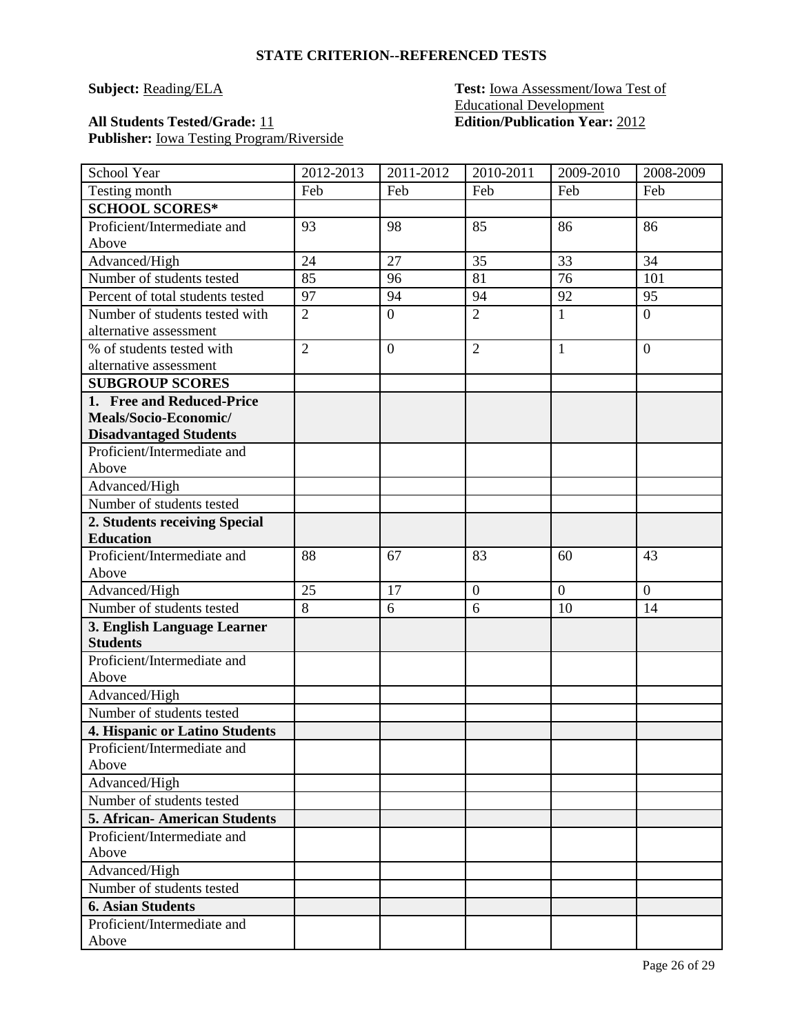## STATE CRITERION--REFERENCED TESTS

**Subject:** Reading/ELA

**Test:** Iowa Assessment/Iowa Test of Educational Development

**All Students Tested/Grade:** 11

**Edition/Publication Year:** 2012

**Publisher:** Iowa Testing Program/Riverside

| School Year | 2012-2013 | 2011-2012 | 2010-2011 | 2009-2010 | 2008-2009 |
|---|---|---|---|---|---|
| Testing month | Feb | Feb | Feb | Feb | Feb |
| **SCHOOL SCORES*** | | | | | |
| Proficient/Intermediate and Above | 93 | 98 | 85 | 86 | 86 |
| Advanced/High | 24 | 27 | 35 | 33 | 34 |
| Number of students tested | 85 | 96 | 81 | 76 | 101 |
| Percent of total students tested | 97 | 94 | 94 | 92 | 95 |
| Number of students tested with alternative assessment | 2 | 0 | 2 | 1 | 0 |
| % of students tested with alternative assessment | 2 | 0 | 2 | 1 | 0 |
| **SUBGROUP SCORES** | | | | | |
| **1. Free and Reduced-Price Meals/Socio-Economic/ Disadvantaged Students** | | | | | |
| Proficient/Intermediate and Above | | | | | |
| Advanced/High | | | | | |
| Number of students tested | | | | | |
| **2. Students receiving Special Education** | | | | | |
| Proficient/Intermediate and Above | 88 | 67 | 83 | 60 | 43 |
| Advanced/High | 25 | 17 | 0 | 0 | 0 |
| Number of students tested | 8 | 6 | 6 | 10 | 14 |
| **3. English Language Learner Students** | | | | | |
| Proficient/Intermediate and Above | | | | | |
| Advanced/High | | | | | |
| Number of students tested | | | | | |
| **4. Hispanic or Latino Students** | | | | | |
| Proficient/Intermediate and Above | | | | | |
| Advanced/High | | | | | |
| Number of students tested | | | | | |
| **5. African- American Students** | | | | | |
| Proficient/Intermediate and Above | | | | | |
| Advanced/High | | | | | |
| Number of students tested | | | | | |
| **6. Asian Students** | | | | | |
| Proficient/Intermediate and Above | | | | | |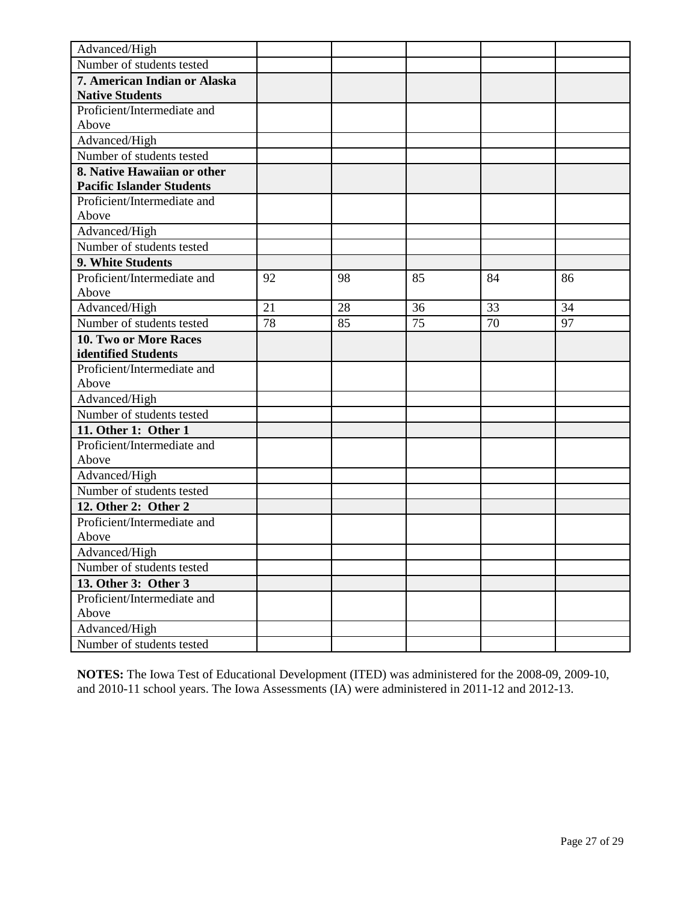| | | | | | |
|---|---|---|---|---|---|
| Advanced/High | | | | | |
| Number of students tested | | | | | |
| **7. American Indian or Alaska Native Students** | | | | | |
| Proficient/Intermediate and Above | | | | | |
| Advanced/High | | | | | |
| Number of students tested | | | | | |
| **8. Native Hawaiian or other Pacific Islander Students** | | | | | |
| Proficient/Intermediate and Above | | | | | |
| Advanced/High | | | | | |
| Number of students tested | | | | | |
| **9. White Students** | | | | | |
| Proficient/Intermediate and Above | 92 | 98 | 85 | 84 | 86 |
| Advanced/High | 21 | 28 | 36 | 33 | 34 |
| Number of students tested | 78 | 85 | 75 | 70 | 97 |
| **10. Two or More Races identified Students** | | | | | |
| Proficient/Intermediate and Above | | | | | |
| Advanced/High | | | | | |
| Number of students tested | | | | | |
| **11. Other 1: Other 1** | | | | | |
| Proficient/Intermediate and Above | | | | | |
| Advanced/High | | | | | |
| Number of students tested | | | | | |
| **12. Other 2: Other 2** | | | | | |
| Proficient/Intermediate and Above | | | | | |
| Advanced/High | | | | | |
| Number of students tested | | | | | |
| **13. Other 3: Other 3** | | | | | |
| Proficient/Intermediate and Above | | | | | |
| Advanced/High | | | | | |
| Number of students tested | | | | | |

**NOTES:** The Iowa Test of Educational Development (ITED) was administered for the 2008-09, 2009-10, and 2010-11 school years. The Iowa Assessments (IA) were administered in 2011-12 and 2012-13.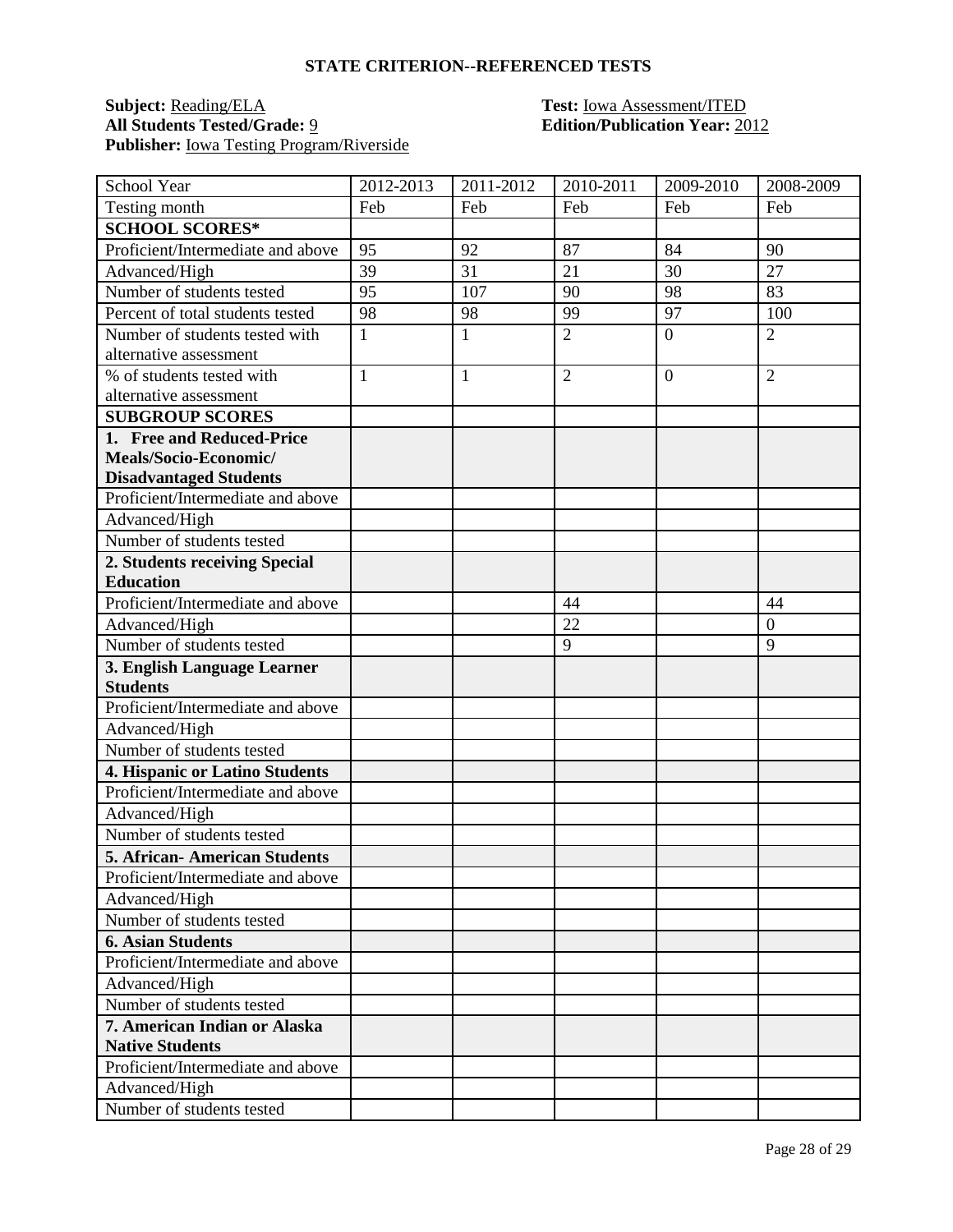## STATE CRITERION--REFERENCED TESTS

**Subject:** Reading/ELA
**All Students Tested/Grade:** 9
**Publisher:** Iowa Testing Program/Riverside

**Test:** Iowa Assessment/ITED
**Edition/Publication Year:** 2012

| School Year | 2012-2013 | 2011-2012 | 2010-2011 | 2009-2010 | 2008-2009 |
|---|---|---|---|---|---|
| Testing month | Feb | Feb | Feb | Feb | Feb |
| **SCHOOL SCORES*** | | | | | |
| Proficient/Intermediate and above | 95 | 92 | 87 | 84 | 90 |
| Advanced/High | 39 | 31 | 21 | 30 | 27 |
| Number of students tested | 95 | 107 | 90 | 98 | 83 |
| Percent of total students tested | 98 | 98 | 99 | 97 | 100 |
| Number of students tested with alternative assessment | 1 | 1 | 2 | 0 | 2 |
| % of students tested with alternative assessment | 1 | 1 | 2 | 0 | 2 |
| **SUBGROUP SCORES** | | | | | |
| **1. Free and Reduced-Price Meals/Socio-Economic/ Disadvantaged Students** | | | | | |
| Proficient/Intermediate and above | | | | | |
| Advanced/High | | | | | |
| Number of students tested | | | | | |
| **2. Students receiving Special Education** | | | | | |
| Proficient/Intermediate and above | | | 44 | | 44 |
| Advanced/High | | | 22 | | 0 |
| Number of students tested | | | 9 | | 9 |
| **3. English Language Learner Students** | | | | | |
| Proficient/Intermediate and above | | | | | |
| Advanced/High | | | | | |
| Number of students tested | | | | | |
| **4. Hispanic or Latino Students** | | | | | |
| Proficient/Intermediate and above | | | | | |
| Advanced/High | | | | | |
| Number of students tested | | | | | |
| **5. African- American Students** | | | | | |
| Proficient/Intermediate and above | | | | | |
| Advanced/High | | | | | |
| Number of students tested | | | | | |
| **6. Asian Students** | | | | | |
| Proficient/Intermediate and above | | | | | |
| Advanced/High | | | | | |
| Number of students tested | | | | | |
| **7. American Indian or Alaska Native Students** | | | | | |
| Proficient/Intermediate and above | | | | | |
| Advanced/High | | | | | |
| Number of students tested | | | | | |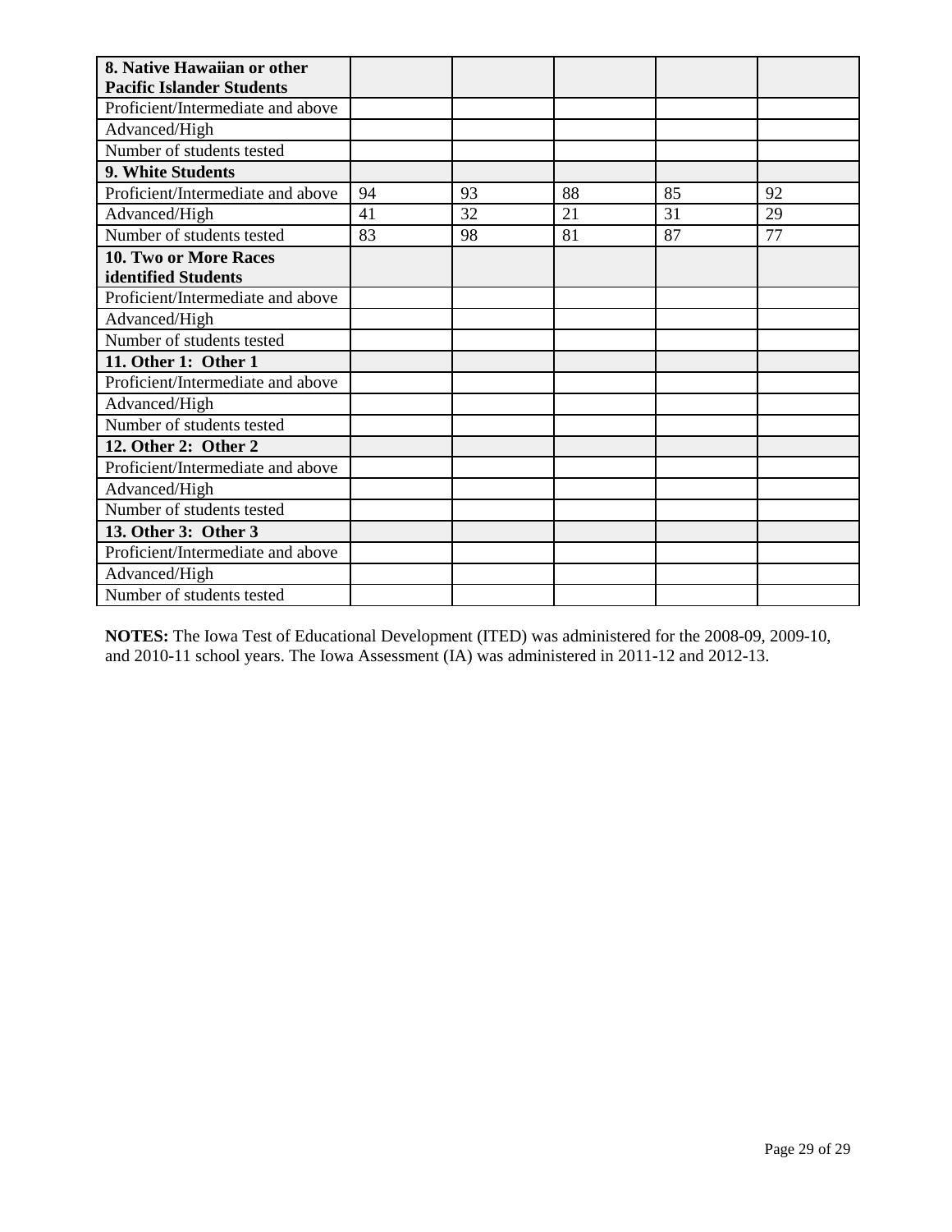| | | | | | |
|---|---|---|---|---|---|
| **8. Native Hawaiian or other Pacific Islander Students** | | | | | |
| Proficient/Intermediate and above | | | | | |
| Advanced/High | | | | | |
| Number of students tested | | | | | |
| **9. White Students** | | | | | |
| Proficient/Intermediate and above | 94 | 93 | 88 | 85 | 92 |
| Advanced/High | 41 | 32 | 21 | 31 | 29 |
| Number of students tested | 83 | 98 | 81 | 87 | 77 |
| **10. Two or More Races identified Students** | | | | | |
| Proficient/Intermediate and above | | | | | |
| Advanced/High | | | | | |
| Number of students tested | | | | | |
| **11. Other 1: Other 1** | | | | | |
| Proficient/Intermediate and above | | | | | |
| Advanced/High | | | | | |
| Number of students tested | | | | | |
| **12. Other 2: Other 2** | | | | | |
| Proficient/Intermediate and above | | | | | |
| Advanced/High | | | | | |
| Number of students tested | | | | | |
| **13. Other 3: Other 3** | | | | | |
| Proficient/Intermediate and above | | | | | |
| Advanced/High | | | | | |
| Number of students tested | | | | | |

**NOTES:** The Iowa Test of Educational Development (ITED) was administered for the 2008-09, 2009-10, and 2010-11 school years. The Iowa Assessment (IA) was administered in 2011-12 and 2012-13.